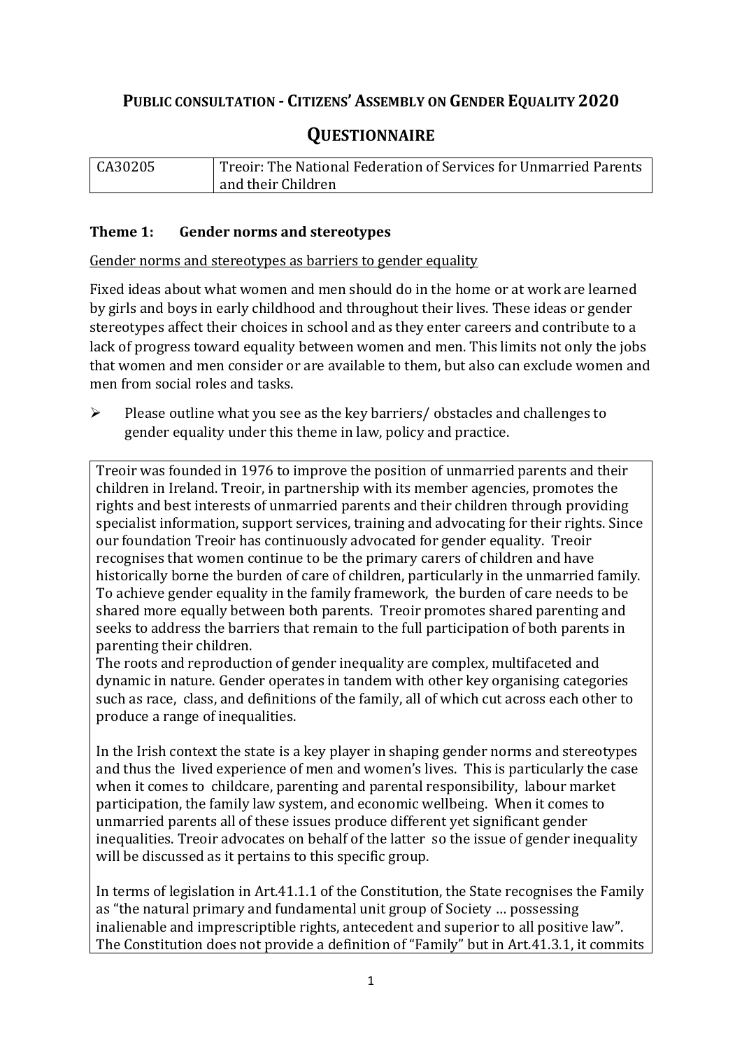# Public consultation - Citizens' Assembly on Gender Equality 2020

## Questionnaire

| CA30205 | Treoir: The National Federation of Services for Unmarried Parents and their Children |
|---|---|

### Theme 1: Gender norms and stereotypes

Gender norms and stereotypes as barriers to gender equality

Fixed ideas about what women and men should do in the home or at work are learned by girls and boys in early childhood and throughout their lives. These ideas or gender stereotypes affect their choices in school and as they enter careers and contribute to a lack of progress toward equality between women and men. This limits not only the jobs that women and men consider or are available to them, but also can exclude women and men from social roles and tasks.

- Please outline what you see as the key barriers/ obstacles and challenges to gender equality under this theme in law, policy and practice.

Treoir was founded in 1976 to improve the position of unmarried parents and their children in Ireland. Treoir, in partnership with its member agencies, promotes the rights and best interests of unmarried parents and their children through providing specialist information, support services, training and advocating for their rights. Since our foundation Treoir has continuously advocated for gender equality. Treoir recognises that women continue to be the primary carers of children and have historically borne the burden of care of children, particularly in the unmarried family. To achieve gender equality in the family framework, the burden of care needs to be shared more equally between both parents. Treoir promotes shared parenting and seeks to address the barriers that remain to the full participation of both parents in parenting their children.

The roots and reproduction of gender inequality are complex, multifaceted and dynamic in nature. Gender operates in tandem with other key organising categories such as race, class, and definitions of the family, all of which cut across each other to produce a range of inequalities.

In the Irish context the state is a key player in shaping gender norms and stereotypes and thus the lived experience of men and women's lives. This is particularly the case when it comes to childcare, parenting and parental responsibility, labour market participation, the family law system, and economic wellbeing. When it comes to unmarried parents all of these issues produce different yet significant gender inequalities. Treoir advocates on behalf of the latter so the issue of gender inequality will be discussed as it pertains to this specific group.

In terms of legislation in Art.41.1.1 of the Constitution, the State recognises the Family as "the natural primary and fundamental unit group of Society … possessing inalienable and imprescriptible rights, antecedent and superior to all positive law". The Constitution does not provide a definition of "Family" but in Art.41.3.1, it commits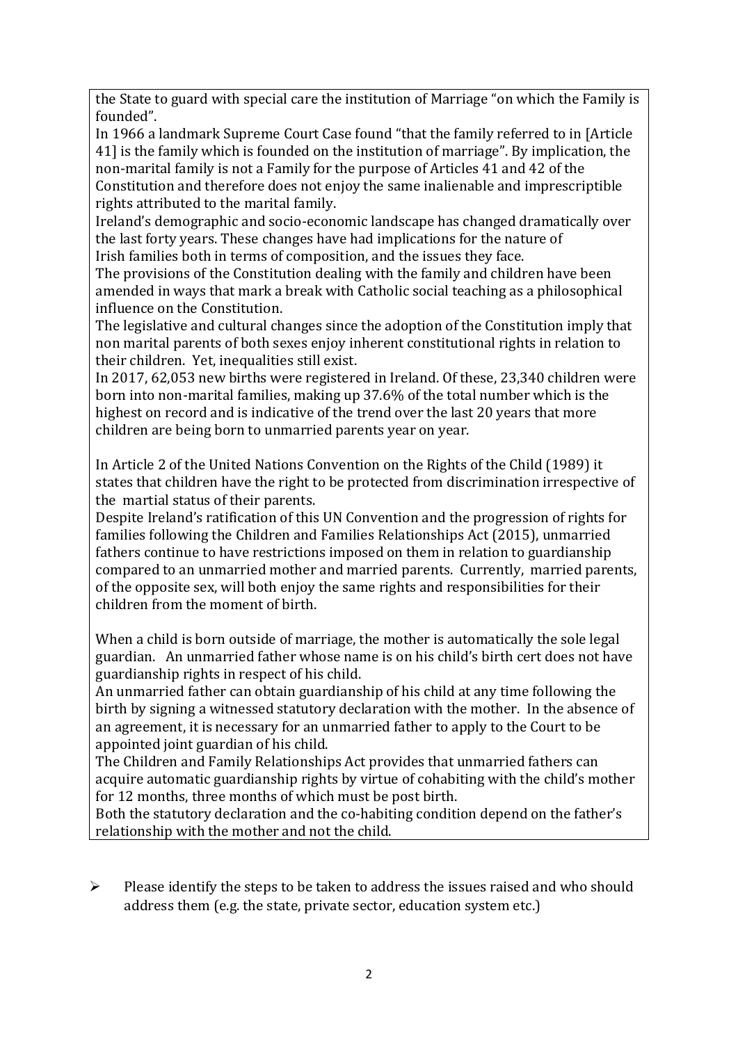the State to guard with special care the institution of Marriage "on which the Family is founded".

In 1966 a landmark Supreme Court Case found "that the family referred to in [Article 41] is the family which is founded on the institution of marriage". By implication, the non-marital family is not a Family for the purpose of Articles 41 and 42 of the Constitution and therefore does not enjoy the same inalienable and imprescriptible rights attributed to the marital family.

Ireland's demographic and socio-economic landscape has changed dramatically over the last forty years. These changes have had implications for the nature of Irish families both in terms of composition, and the issues they face.

The provisions of the Constitution dealing with the family and children have been amended in ways that mark a break with Catholic social teaching as a philosophical influence on the Constitution.

The legislative and cultural changes since the adoption of the Constitution imply that non marital parents of both sexes enjoy inherent constitutional rights in relation to their children. Yet, inequalities still exist.

In 2017, 62,053 new births were registered in Ireland. Of these, 23,340 children were born into non-marital families, making up 37.6% of the total number which is the highest on record and is indicative of the trend over the last 20 years that more children are being born to unmarried parents year on year.

In Article 2 of the United Nations Convention on the Rights of the Child (1989) it states that children have the right to be protected from discrimination irrespective of the martial status of their parents.

Despite Ireland's ratification of this UN Convention and the progression of rights for families following the Children and Families Relationships Act (2015), unmarried fathers continue to have restrictions imposed on them in relation to guardianship compared to an unmarried mother and married parents. Currently, married parents, of the opposite sex, will both enjoy the same rights and responsibilities for their children from the moment of birth.

When a child is born outside of marriage, the mother is automatically the sole legal guardian. An unmarried father whose name is on his child's birth cert does not have guardianship rights in respect of his child.

An unmarried father can obtain guardianship of his child at any time following the birth by signing a witnessed statutory declaration with the mother. In the absence of an agreement, it is necessary for an unmarried father to apply to the Court to be appointed joint guardian of his child.

The Children and Family Relationships Act provides that unmarried fathers can acquire automatic guardianship rights by virtue of cohabiting with the child's mother for 12 months, three months of which must be post birth.

Both the statutory declaration and the co-habiting condition depend on the father's relationship with the mother and not the child.

- Please identify the steps to be taken to address the issues raised and who should address them (e.g. the state, private sector, education system etc.)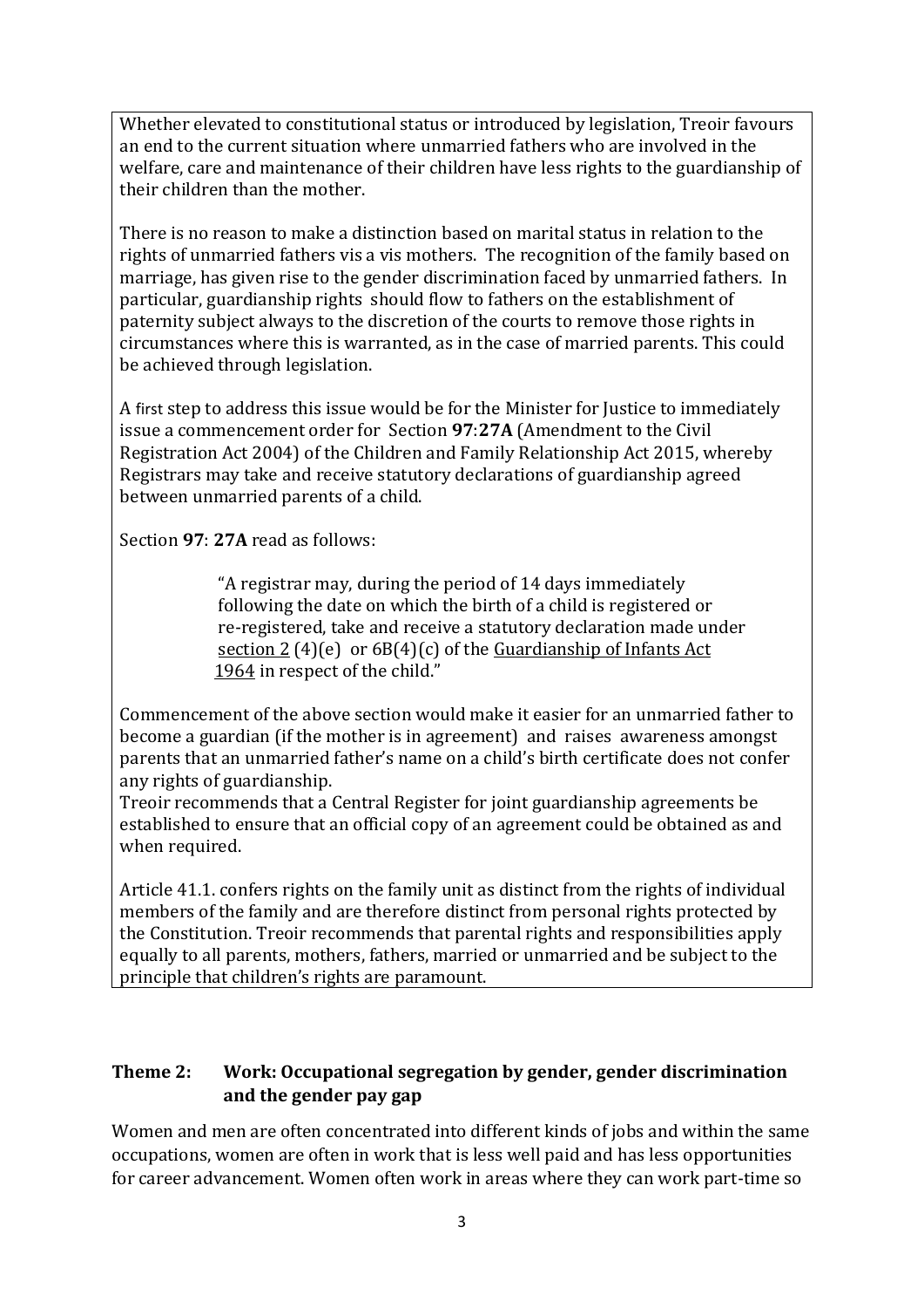Whether elevated to constitutional status or introduced by legislation, Treoir favours an end to the current situation where unmarried fathers who are involved in the welfare, care and maintenance of their children have less rights to the guardianship of their children than the mother.

There is no reason to make a distinction based on marital status in relation to the rights of unmarried fathers vis a vis mothers. The recognition of the family based on marriage, has given rise to the gender discrimination faced by unmarried fathers. In particular, guardianship rights should flow to fathers on the establishment of paternity subject always to the discretion of the courts to remove those rights in circumstances where this is warranted, as in the case of married parents. This could be achieved through legislation.

A first step to address this issue would be for the Minister for Justice to immediately issue a commencement order for Section **97**:**27A** (Amendment to the Civil Registration Act 2004) of the Children and Family Relationship Act 2015, whereby Registrars may take and receive statutory declarations of guardianship agreed between unmarried parents of a child.

Section **97**: **27A** read as follows:

> "A registrar may, during the period of 14 days immediately following the date on which the birth of a child is registered or re-registered, take and receive a statutory declaration made under section 2 (4)(e) or 6B(4)(c) of the Guardianship of Infants Act 1964 in respect of the child."

Commencement of the above section would make it easier for an unmarried father to become a guardian (if the mother is in agreement) and raises awareness amongst parents that an unmarried father's name on a child's birth certificate does not confer any rights of guardianship.

Treoir recommends that a Central Register for joint guardianship agreements be established to ensure that an official copy of an agreement could be obtained as and when required.

Article 41.1. confers rights on the family unit as distinct from the rights of individual members of the family and are therefore distinct from personal rights protected by the Constitution. Treoir recommends that parental rights and responsibilities apply equally to all parents, mothers, fathers, married or unmarried and be subject to the principle that children's rights are paramount.

### Theme 2: Work: Occupational segregation by gender, gender discrimination and the gender pay gap

Women and men are often concentrated into different kinds of jobs and within the same occupations, women are often in work that is less well paid and has less opportunities for career advancement. Women often work in areas where they can work part-time so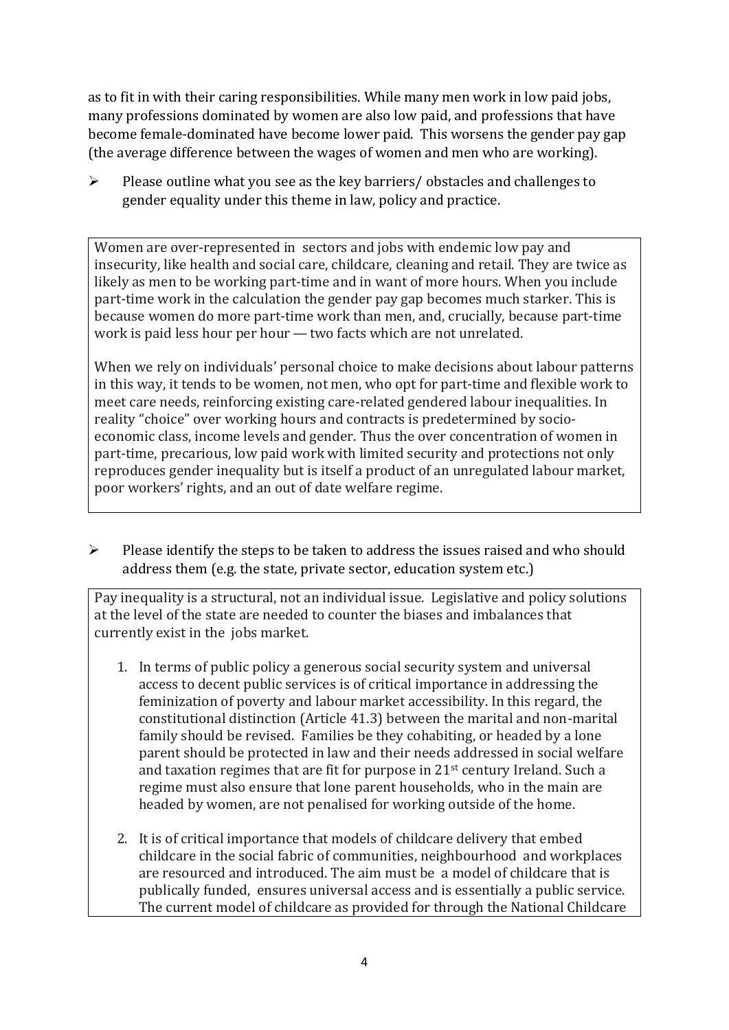as to fit in with their caring responsibilities. While many men work in low paid jobs, many professions dominated by women are also low paid, and professions that have become female-dominated have become lower paid. This worsens the gender pay gap (the average difference between the wages of women and men who are working).

➢ Please outline what you see as the key barriers/ obstacles and challenges to gender equality under this theme in law, policy and practice.

Women are over-represented in sectors and jobs with endemic low pay and insecurity, like health and social care, childcare, cleaning and retail. They are twice as likely as men to be working part-time and in want of more hours. When you include part-time work in the calculation the gender pay gap becomes much starker. This is because women do more part-time work than men, and, crucially, because part-time work is paid less hour per hour — two facts which are not unrelated.

When we rely on individuals' personal choice to make decisions about labour patterns in this way, it tends to be women, not men, who opt for part-time and flexible work to meet care needs, reinforcing existing care-related gendered labour inequalities. In reality "choice" over working hours and contracts is predetermined by socio-economic class, income levels and gender. Thus the over concentration of women in part-time, precarious, low paid work with limited security and protections not only reproduces gender inequality but is itself a product of an unregulated labour market, poor workers' rights, and an out of date welfare regime.

➢ Please identify the steps to be taken to address the issues raised and who should address them (e.g. the state, private sector, education system etc.)

Pay inequality is a structural, not an individual issue. Legislative and policy solutions at the level of the state are needed to counter the biases and imbalances that currently exist in the jobs market.

1. In terms of public policy a generous social security system and universal access to decent public services is of critical importance in addressing the feminization of poverty and labour market accessibility. In this regard, the constitutional distinction (Article 41.3) between the marital and non-marital family should be revised. Families be they cohabiting, or headed by a lone parent should be protected in law and their needs addressed in social welfare and taxation regimes that are fit for purpose in 21st century Ireland. Such a regime must also ensure that lone parent households, who in the main are headed by women, are not penalised for working outside of the home.

2. It is of critical importance that models of childcare delivery that embed childcare in the social fabric of communities, neighbourhood and workplaces are resourced and introduced. The aim must be a model of childcare that is publically funded, ensures universal access and is essentially a public service. The current model of childcare as provided for through the National Childcare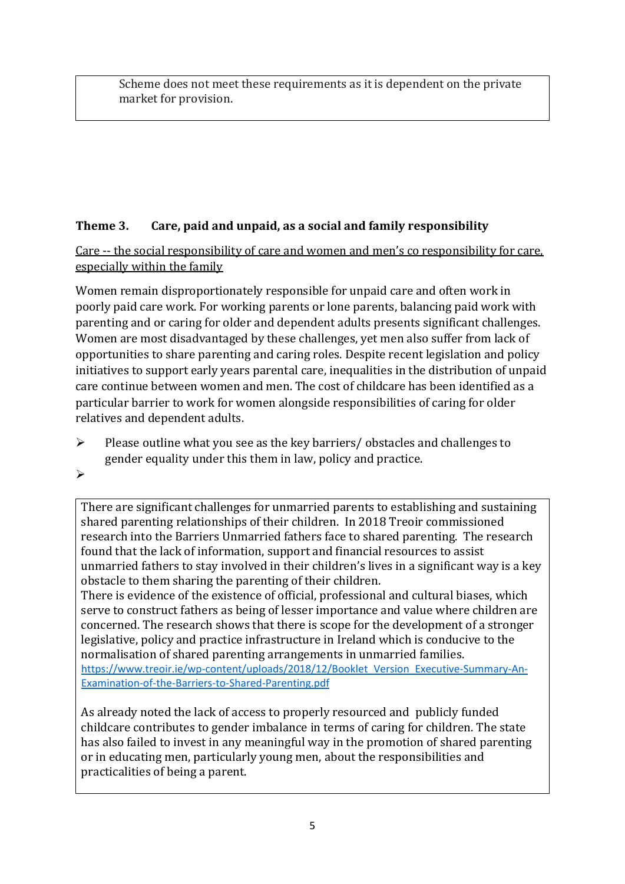Scheme does not meet these requirements as it is dependent on the private market for provision.

## Theme 3. Care, paid and unpaid, as a social and family responsibility

Care -- the social responsibility of care and women and men's co responsibility for care, especially within the family

Women remain disproportionately responsible for unpaid care and often work in poorly paid care work. For working parents or lone parents, balancing paid work with parenting and or caring for older and dependent adults presents significant challenges. Women are most disadvantaged by these challenges, yet men also suffer from lack of opportunities to share parenting and caring roles. Despite recent legislation and policy initiatives to support early years parental care, inequalities in the distribution of unpaid care continue between women and men. The cost of childcare has been identified as a particular barrier to work for women alongside responsibilities of caring for older relatives and dependent adults.

- Please outline what you see as the key barriers/ obstacles and challenges to gender equality under this them in law, policy and practice.
-

There are significant challenges for unmarried parents to establishing and sustaining shared parenting relationships of their children. In 2018 Treoir commissioned research into the Barriers Unmarried fathers face to shared parenting. The research found that the lack of information, support and financial resources to assist unmarried fathers to stay involved in their children's lives in a significant way is a key obstacle to them sharing the parenting of their children.
There is evidence of the existence of official, professional and cultural biases, which serve to construct fathers as being of lesser importance and value where children are concerned. The research shows that there is scope for the development of a stronger legislative, policy and practice infrastructure in Ireland which is conducive to the normalisation of shared parenting arrangements in unmarried families.
https://www.treoir.ie/wp-content/uploads/2018/12/Booklet_Version_Executive-Summary-An-Examination-of-the-Barriers-to-Shared-Parenting.pdf

As already noted the lack of access to properly resourced and publicly funded childcare contributes to gender imbalance in terms of caring for children. The state has also failed to invest in any meaningful way in the promotion of shared parenting or in educating men, particularly young men, about the responsibilities and practicalities of being a parent.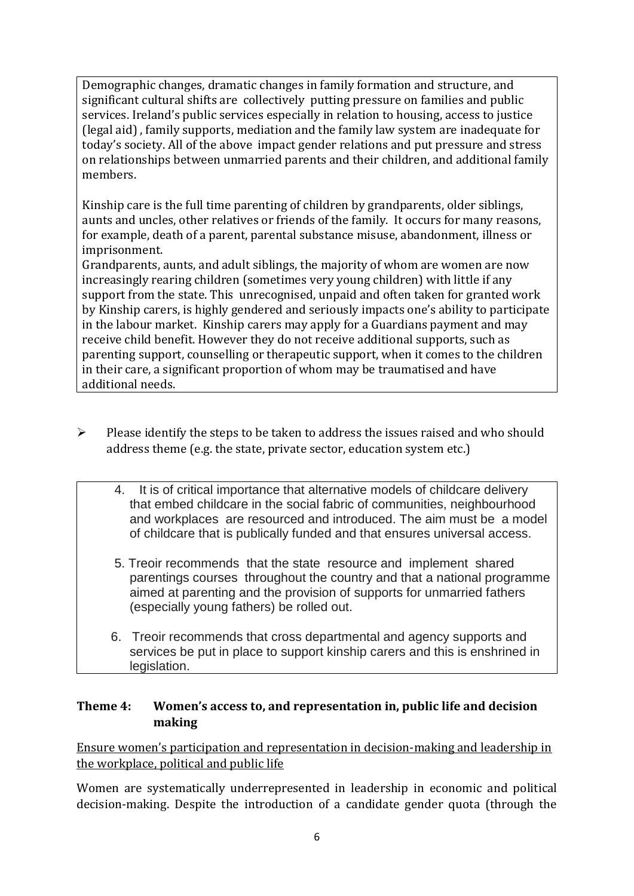Demographic changes, dramatic changes in family formation and structure, and significant cultural shifts are collectively putting pressure on families and public services. Ireland's public services especially in relation to housing, access to justice (legal aid) , family supports, mediation and the family law system are inadequate for today's society. All of the above impact gender relations and put pressure and stress on relationships between unmarried parents and their children, and additional family members.

Kinship care is the full time parenting of children by grandparents, older siblings, aunts and uncles, other relatives or friends of the family. It occurs for many reasons, for example, death of a parent, parental substance misuse, abandonment, illness or imprisonment.
Grandparents, aunts, and adult siblings, the majority of whom are women are now increasingly rearing children (sometimes very young children) with little if any support from the state. This unrecognised, unpaid and often taken for granted work by Kinship carers, is highly gendered and seriously impacts one's ability to participate in the labour market. Kinship carers may apply for a Guardians payment and may receive child benefit. However they do not receive additional supports, such as parenting support, counselling or therapeutic support, when it comes to the children in their care, a significant proportion of whom may be traumatised and have additional needs.

- Please identify the steps to be taken to address the issues raised and who should address theme (e.g. the state, private sector, education system etc.)

4. It is of critical importance that alternative models of childcare delivery that embed childcare in the social fabric of communities, neighbourhood and workplaces are resourced and introduced. The aim must be a model of childcare that is publically funded and that ensures universal access.

5. Treoir recommends that the state resource and implement shared parentings courses throughout the country and that a national programme aimed at parenting and the provision of supports for unmarried fathers (especially young fathers) be rolled out.

6. Treoir recommends that cross departmental and agency supports and services be put in place to support kinship carers and this is enshrined in legislation.

## Theme 4: Women's access to, and representation in, public life and decision making

Ensure women's participation and representation in decision-making and leadership in the workplace, political and public life

Women are systematically underrepresented in leadership in economic and political decision-making. Despite the introduction of a candidate gender quota (through the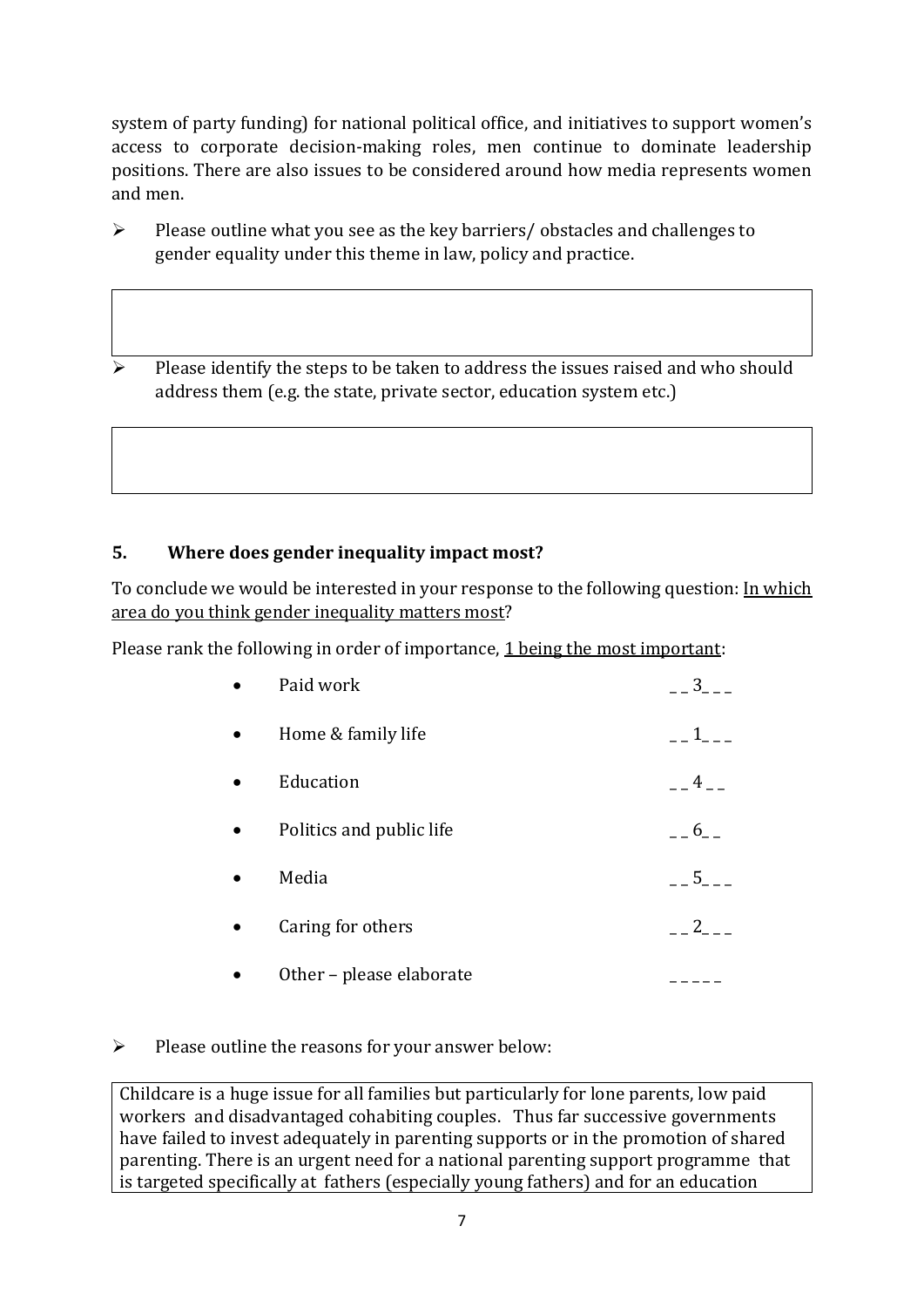system of party funding) for national political office, and initiatives to support women's access to corporate decision-making roles, men continue to dominate leadership positions. There are also issues to be considered around how media represents women and men.

- Please outline what you see as the key barriers/ obstacles and challenges to gender equality under this theme in law, policy and practice.

- Please identify the steps to be taken to address the issues raised and who should address them (e.g. the state, private sector, education system etc.)

## 5. Where does gender inequality impact most?

To conclude we would be interested in your response to the following question: In which area do you think gender inequality matters most?

Please rank the following in order of importance, 1 being the most important:

- Paid work __3___
- Home & family life __1___
- Education __4__
- Politics and public life __6__
- Media __5___
- Caring for others __2___
- Other – please elaborate _____

- Please outline the reasons for your answer below:

Childcare is a huge issue for all families but particularly for lone parents, low paid workers and disadvantaged cohabiting couples. Thus far successive governments have failed to invest adequately in parenting supports or in the promotion of shared parenting. There is an urgent need for a national parenting support programme that is targeted specifically at fathers (especially young fathers) and for an education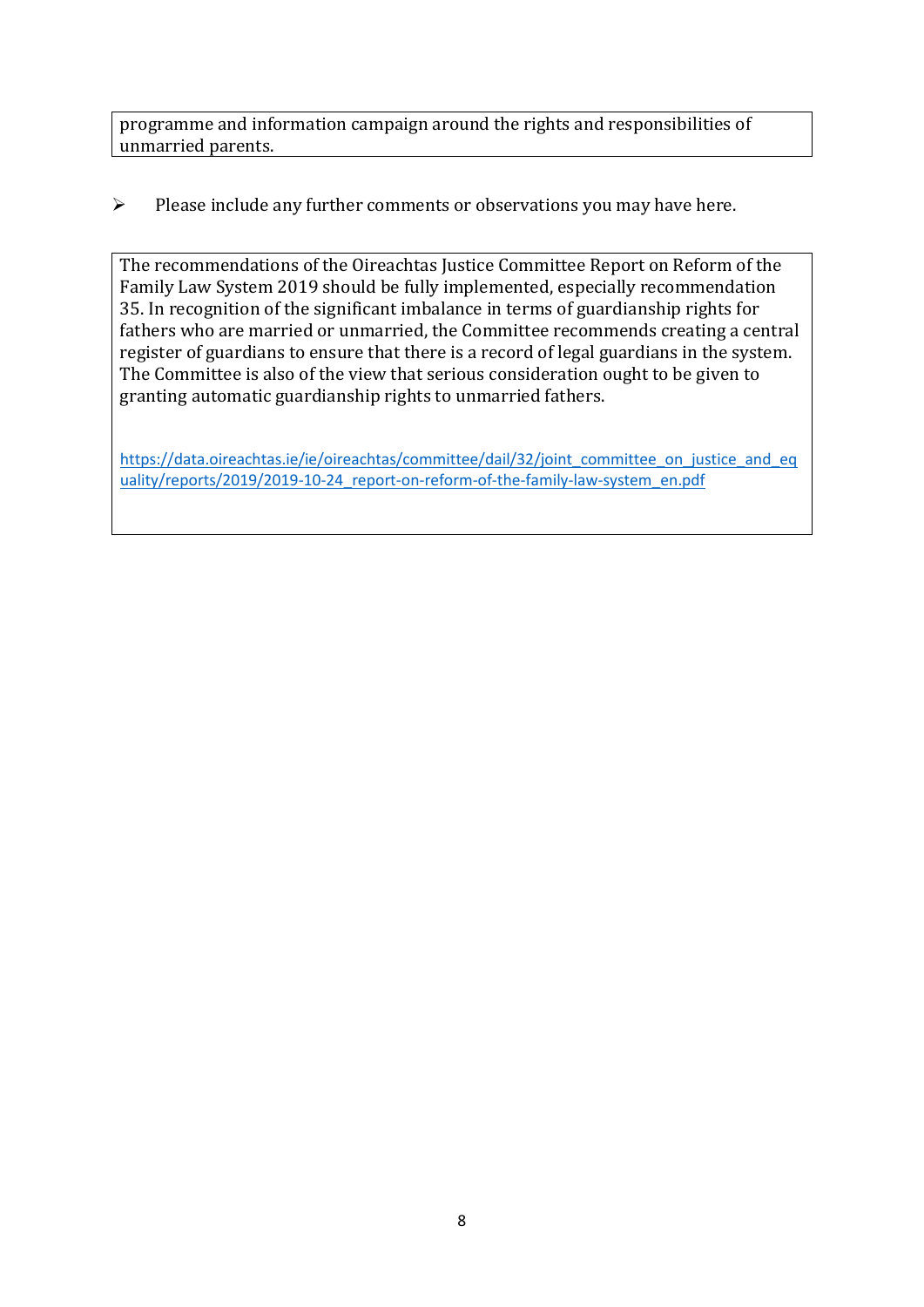programme and information campaign around the rights and responsibilities of unmarried parents.

- Please include any further comments or observations you may have here.

The recommendations of the Oireachtas Justice Committee Report on Reform of the Family Law System 2019 should be fully implemented, especially recommendation 35. In recognition of the significant imbalance in terms of guardianship rights for fathers who are married or unmarried, the Committee recommends creating a central register of guardians to ensure that there is a record of legal guardians in the system. The Committee is also of the view that serious consideration ought to be given to granting automatic guardianship rights to unmarried fathers.

https://data.oireachtas.ie/ie/oireachtas/committee/dail/32/joint_committee_on_justice_and_equality/reports/2019/2019-10-24_report-on-reform-of-the-family-law-system_en.pdf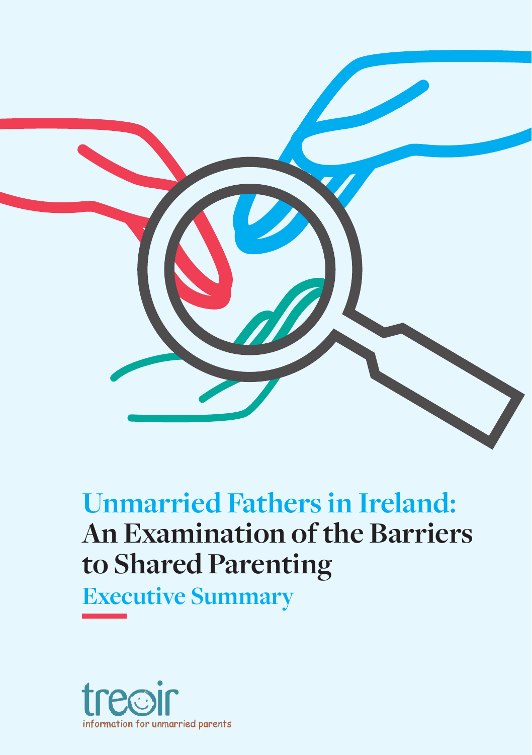# Unmarried Fathers in Ireland: An Examination of the Barriers to Shared Parenting

## Executive Summary

treoir

information for unmarried parents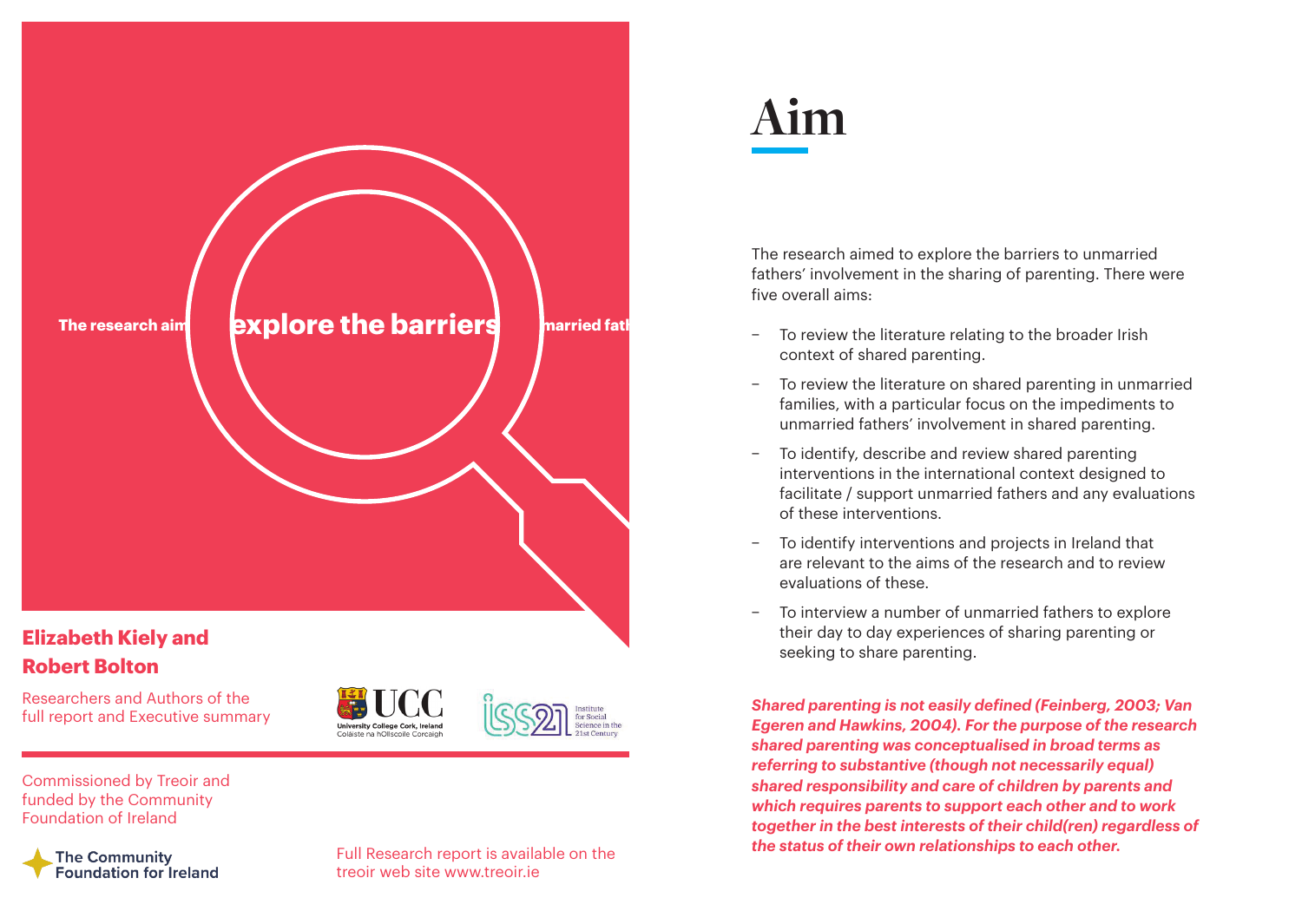The research aim explore the barriers married fath

**Elizabeth Kiely and Robert Bolton**

Researchers and Authors of the full report and Executive summary

Commissioned by Treoir and funded by the Community Foundation of Ireland

The Community Foundation for Ireland

Full Research report is available on the treoir web site www.treoir.ie

# Aim

The research aimed to explore the barriers to unmarried fathers' involvement in the sharing of parenting. There were five overall aims:

- To review the literature relating to the broader Irish context of shared parenting.
- To review the literature on shared parenting in unmarried families, with a particular focus on the impediments to unmarried fathers' involvement in shared parenting.
- To identify, describe and review shared parenting interventions in the international context designed to facilitate / support unmarried fathers and any evaluations of these interventions.
- To identify interventions and projects in Ireland that are relevant to the aims of the research and to review evaluations of these.
- To interview a number of unmarried fathers to explore their day to day experiences of sharing parenting or seeking to share parenting.

***Shared parenting is not easily defined (Feinberg, 2003; Van Egeren and Hawkins, 2004). For the purpose of the research shared parenting was conceptualised in broad terms as referring to substantive (though not necessarily equal) shared responsibility and care of children by parents and which requires parents to support each other and to work together in the best interests of their child(ren) regardless of the status of their own relationships to each other.***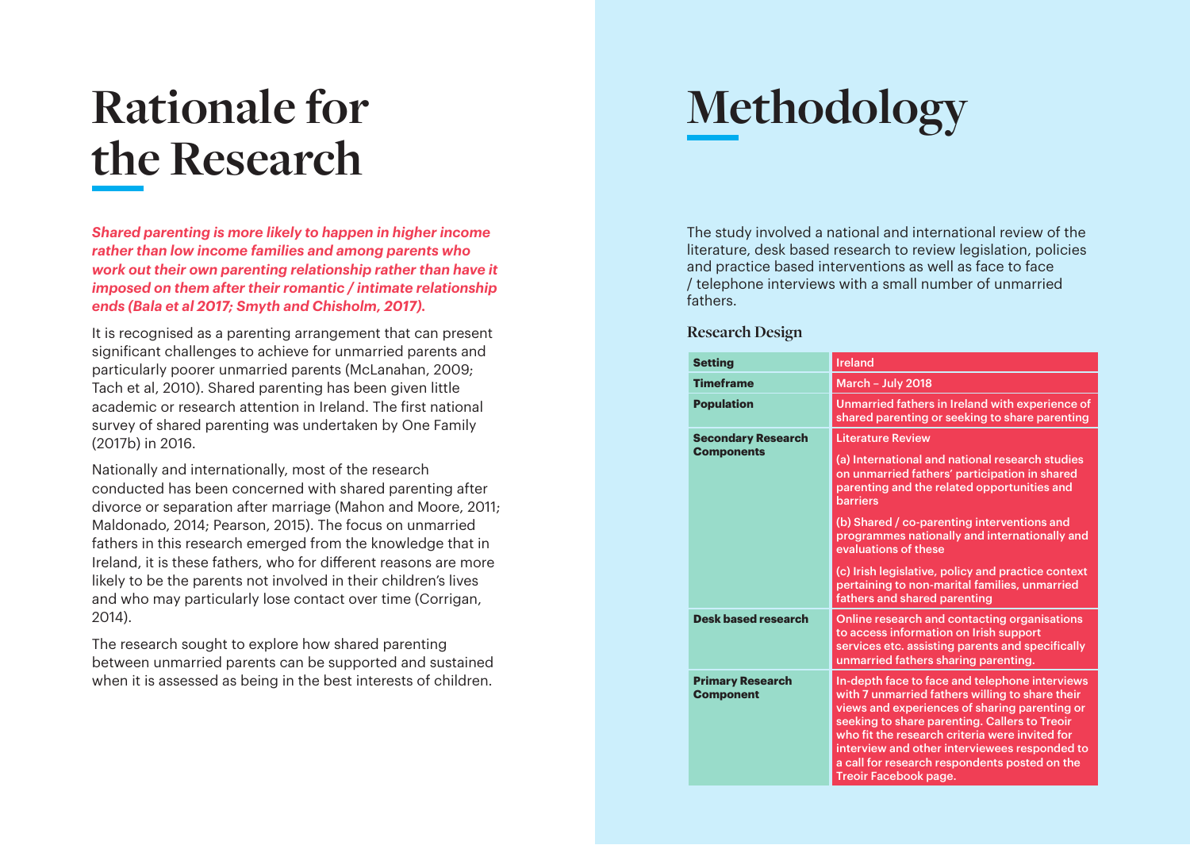# Rationale for the Research

***Shared parenting is more likely to happen in higher income rather than low income families and among parents who work out their own parenting relationship rather than have it imposed on them after their romantic / intimate relationship ends (Bala et al 2017; Smyth and Chisholm, 2017).***

It is recognised as a parenting arrangement that can present significant challenges to achieve for unmarried parents and particularly poorer unmarried parents (McLanahan, 2009; Tach et al, 2010). Shared parenting has been given little academic or research attention in Ireland. The first national survey of shared parenting was undertaken by One Family (2017b) in 2016.

Nationally and internationally, most of the research conducted has been concerned with shared parenting after divorce or separation after marriage (Mahon and Moore, 2011; Maldonado, 2014; Pearson, 2015). The focus on unmarried fathers in this research emerged from the knowledge that in Ireland, it is these fathers, who for different reasons are more likely to be the parents not involved in their children's lives and who may particularly lose contact over time (Corrigan, 2014).

The research sought to explore how shared parenting between unmarried parents can be supported and sustained when it is assessed as being in the best interests of children.

# Methodology

The study involved a national and international review of the literature, desk based research to review legislation, policies and practice based interventions as well as face to face / telephone interviews with a small number of unmarried fathers.

### Research Design

| | |
|---|---|
| **Setting** | Ireland |
| **Timeframe** | March – July 2018 |
| **Population** | Unmarried fathers in Ireland with experience of shared parenting or seeking to share parenting |
| **Secondary Research Components** | Literature Review<br>(a) International and national research studies on unmarried fathers' participation in shared parenting and the related opportunities and barriers<br>(b) Shared / co-parenting interventions and programmes nationally and internationally and evaluations of these<br>(c) Irish legislative, policy and practice context pertaining to non-marital families, unmarried fathers and shared parenting |
| **Desk based research** | Online research and contacting organisations to access information on Irish support services etc. assisting parents and specifically unmarried fathers sharing parenting. |
| **Primary Research Component** | In-depth face to face and telephone interviews with 7 unmarried fathers willing to share their views and experiences of sharing parenting or seeking to share parenting. Callers to Treoir who fit the research criteria were invited for interview and other interviewees responded to a call for research respondents posted on the Treoir Facebook page. |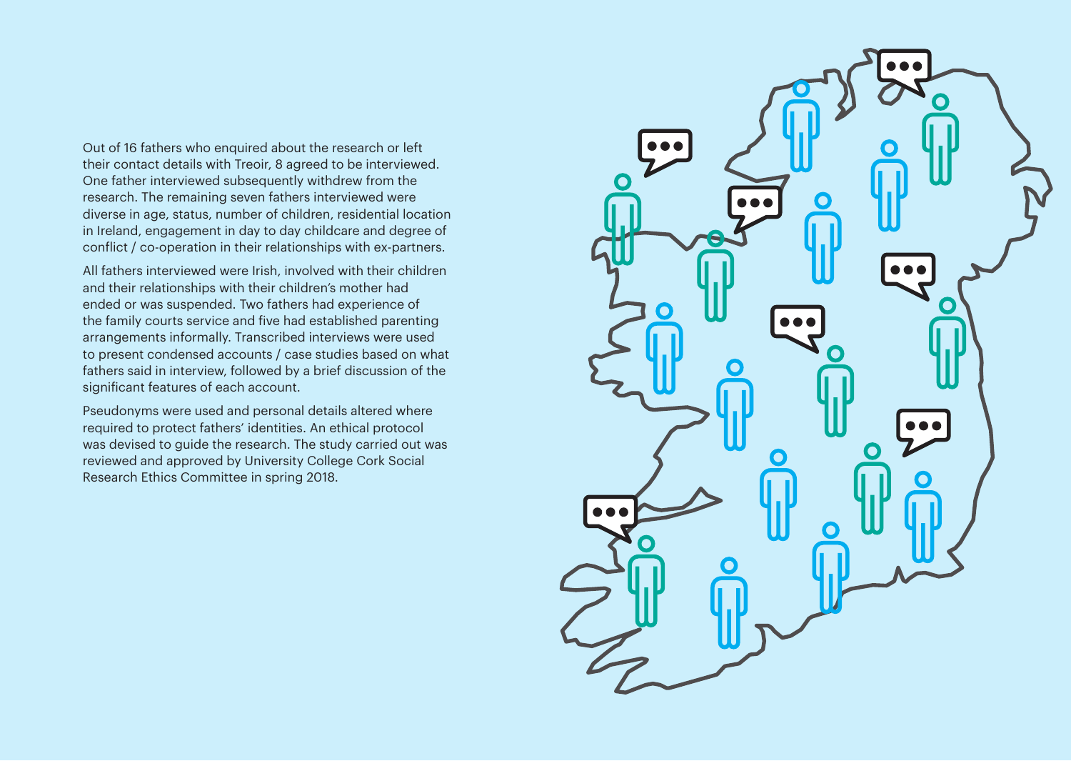Out of 16 fathers who enquired about the research or left their contact details with Treoir, 8 agreed to be interviewed. One father interviewed subsequently withdrew from the research. The remaining seven fathers interviewed were diverse in age, status, number of children, residential location in Ireland, engagement in day to day childcare and degree of conflict / co-operation in their relationships with ex-partners.

All fathers interviewed were Irish, involved with their children and their relationships with their children's mother had ended or was suspended. Two fathers had experience of the family courts service and five had established parenting arrangements informally. Transcribed interviews were used to present condensed accounts / case studies based on what fathers said in interview, followed by a brief discussion of the significant features of each account.

Pseudonyms were used and personal details altered where required to protect fathers' identities. An ethical protocol was devised to guide the research. The study carried out was reviewed and approved by University College Cork Social Research Ethics Committee in spring 2018.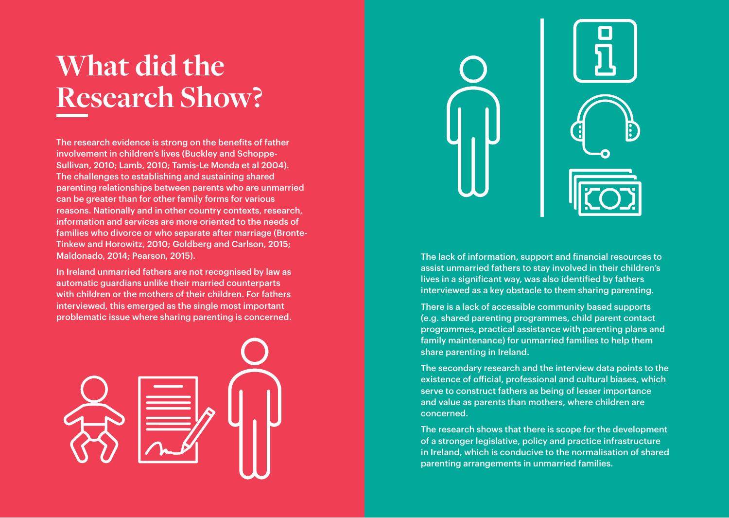# What did the Research Show?

The research evidence is strong on the benefits of father involvement in children's lives (Buckley and Schoppe-Sullivan, 2010; Lamb, 2010; Tamis-Le Monda et al 2004). The challenges to establishing and sustaining shared parenting relationships between parents who are unmarried can be greater than for other family forms for various reasons. Nationally and in other country contexts, research, information and services are more oriented to the needs of families who divorce or who separate after marriage (Bronte-Tinkew and Horowitz, 2010; Goldberg and Carlson, 2015; Maldonado, 2014; Pearson, 2015).

In Ireland unmarried fathers are not recognised by law as automatic guardians unlike their married counterparts with children or the mothers of their children. For fathers interviewed, this emerged as the single most important problematic issue where sharing parenting is concerned.

The lack of information, support and financial resources to assist unmarried fathers to stay involved in their children's lives in a significant way, was also identified by fathers interviewed as a key obstacle to them sharing parenting.

There is a lack of accessible community based supports (e.g. shared parenting programmes, child parent contact programmes, practical assistance with parenting plans and family maintenance) for unmarried families to help them share parenting in Ireland.

The secondary research and the interview data points to the existence of official, professional and cultural biases, which serve to construct fathers as being of lesser importance and value as parents than mothers, where children are concerned.

The research shows that there is scope for the development of a stronger legislative, policy and practice infrastructure in Ireland, which is conducive to the normalisation of shared parenting arrangements in unmarried families.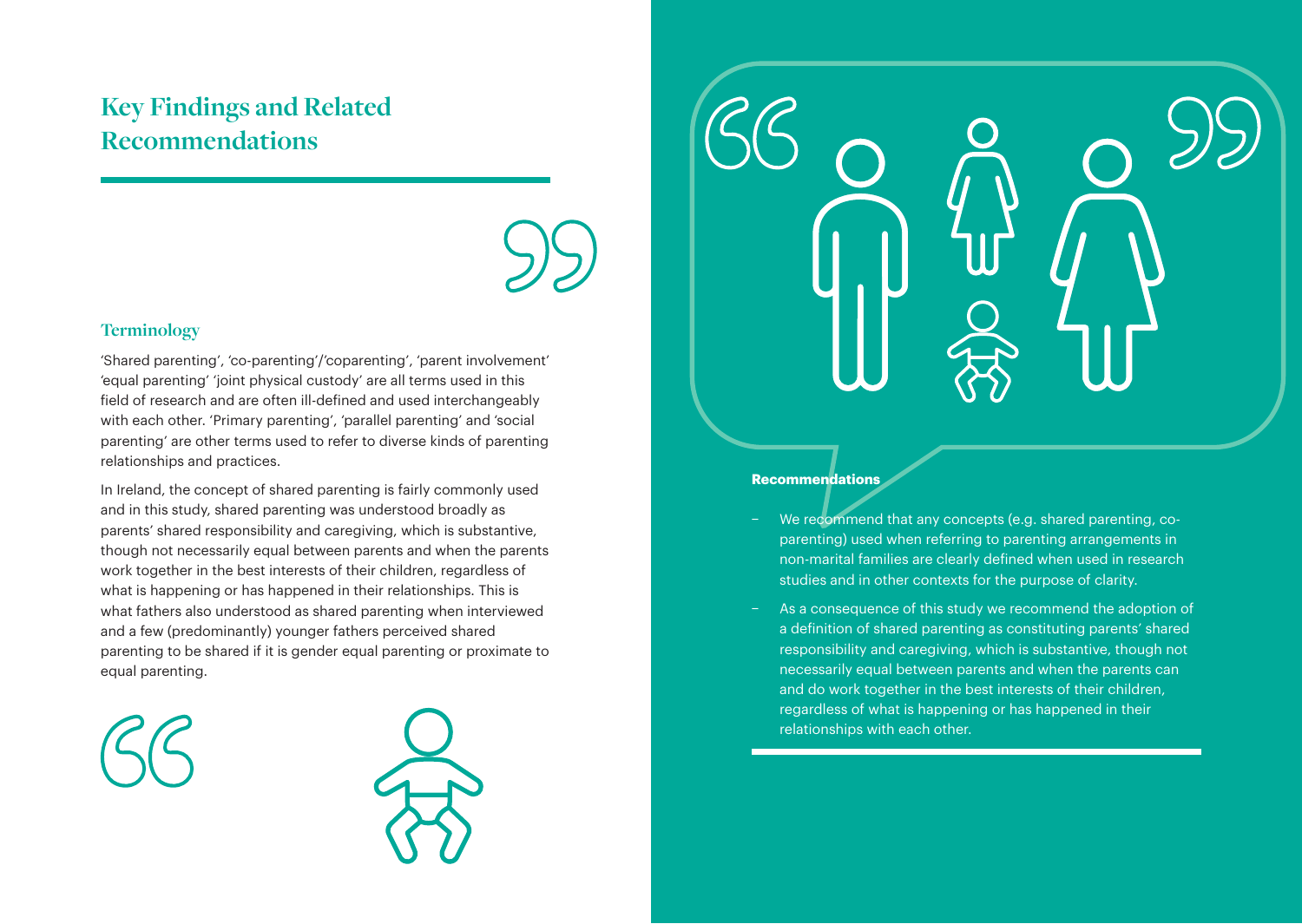# Key Findings and Related Recommendations

## Terminology

'Shared parenting', 'co-parenting'/'coparenting', 'parent involvement' 'equal parenting' 'joint physical custody' are all terms used in this field of research and are often ill-defined and used interchangeably with each other. 'Primary parenting', 'parallel parenting' and 'social parenting' are other terms used to refer to diverse kinds of parenting relationships and practices.

In Ireland, the concept of shared parenting is fairly commonly used and in this study, shared parenting was understood broadly as parents' shared responsibility and caregiving, which is substantive, though not necessarily equal between parents and when the parents work together in the best interests of their children, regardless of what is happening or has happened in their relationships. This is what fathers also understood as shared parenting when interviewed and a few (predominantly) younger fathers perceived shared parenting to be shared if it is gender equal parenting or proximate to equal parenting.

**Recommendations**

- We recommend that any concepts (e.g. shared parenting, co-parenting) used when referring to parenting arrangements in non-marital families are clearly defined when used in research studies and in other contexts for the purpose of clarity.
- As a consequence of this study we recommend the adoption of a definition of shared parenting as constituting parents' shared responsibility and caregiving, which is substantive, though not necessarily equal between parents and when the parents can and do work together in the best interests of their children, regardless of what is happening or has happened in their relationships with each other.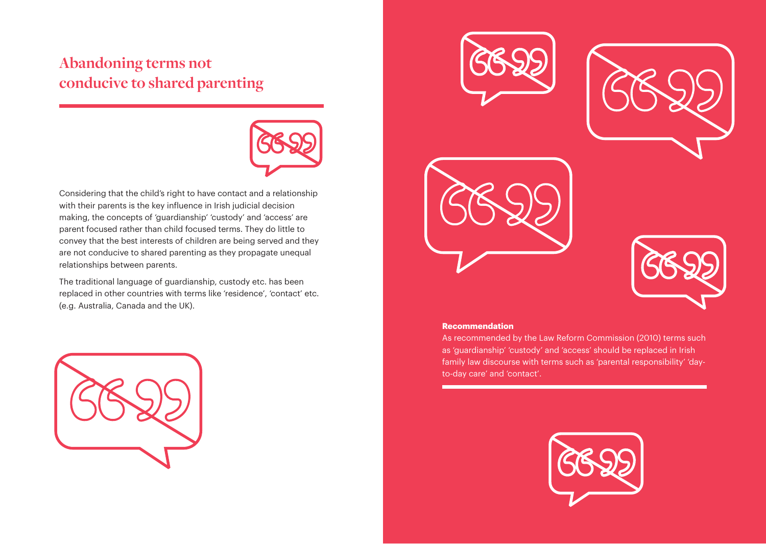## Abandoning terms not conducive to shared parenting

Considering that the child's right to have contact and a relationship with their parents is the key influence in Irish judicial decision making, the concepts of 'guardianship' 'custody' and 'access' are parent focused rather than child focused terms. They do little to convey that the best interests of children are being served and they are not conducive to shared parenting as they propagate unequal relationships between parents.

The traditional language of guardianship, custody etc. has been replaced in other countries with terms like 'residence', 'contact' etc. (e.g. Australia, Canada and the UK).

**Recommendation**

As recommended by the Law Reform Commission (2010) terms such as 'guardianship' 'custody' and 'access' should be replaced in Irish family law discourse with terms such as 'parental responsibility' 'day-to-day care' and 'contact'.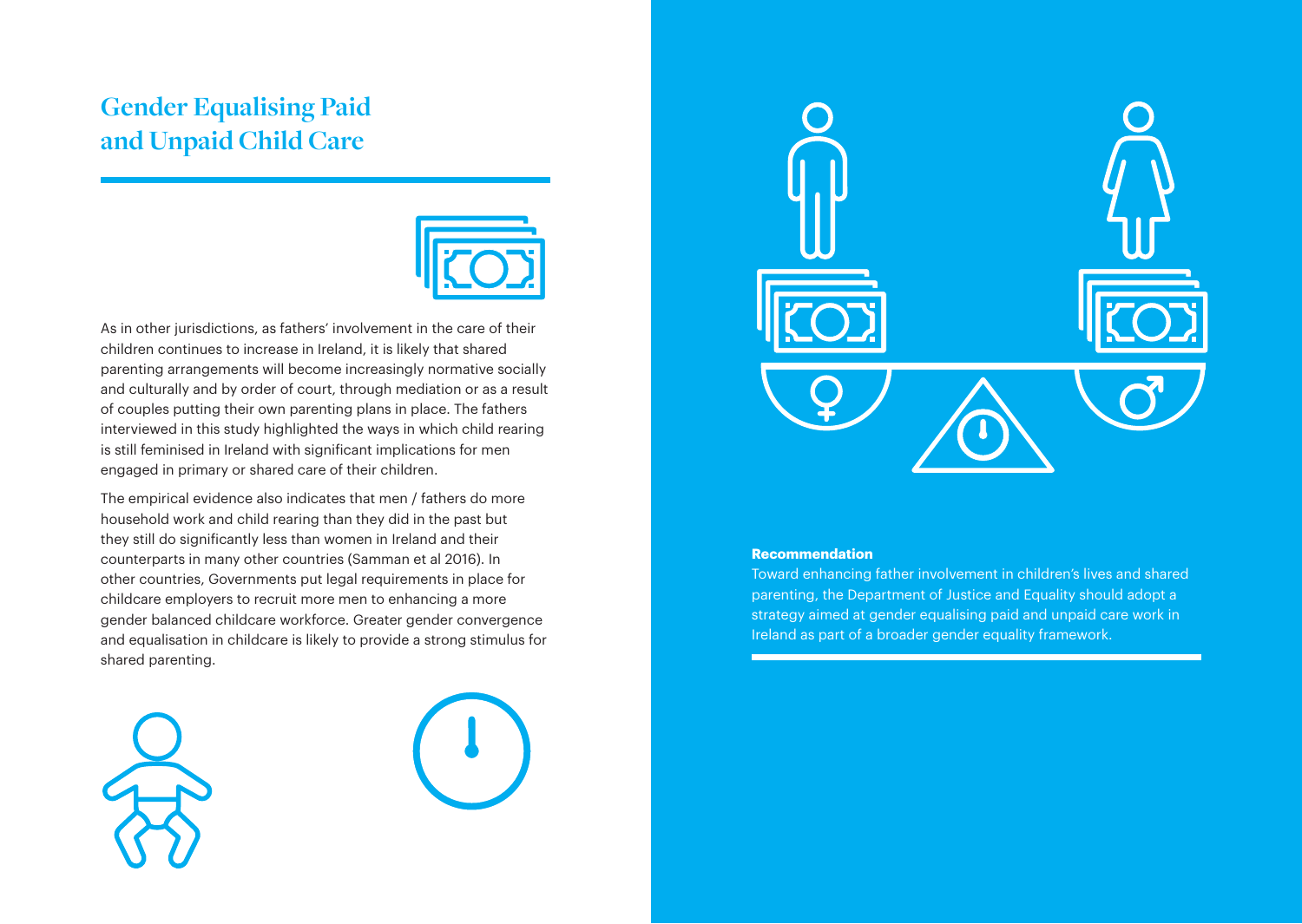# Gender Equalising Paid and Unpaid Child Care

As in other jurisdictions, as fathers' involvement in the care of their children continues to increase in Ireland, it is likely that shared parenting arrangements will become increasingly normative socially and culturally and by order of court, through mediation or as a result of couples putting their own parenting plans in place. The fathers interviewed in this study highlighted the ways in which child rearing is still feminised in Ireland with significant implications for men engaged in primary or shared care of their children.

The empirical evidence also indicates that men / fathers do more household work and child rearing than they did in the past but they still do significantly less than women in Ireland and their counterparts in many other countries (Samman et al 2016). In other countries, Governments put legal requirements in place for childcare employers to recruit more men to enhancing a more gender balanced childcare workforce. Greater gender convergence and equalisation in childcare is likely to provide a strong stimulus for shared parenting.

**Recommendation**

Toward enhancing father involvement in children's lives and shared parenting, the Department of Justice and Equality should adopt a strategy aimed at gender equalising paid and unpaid care work in Ireland as part of a broader gender equality framework.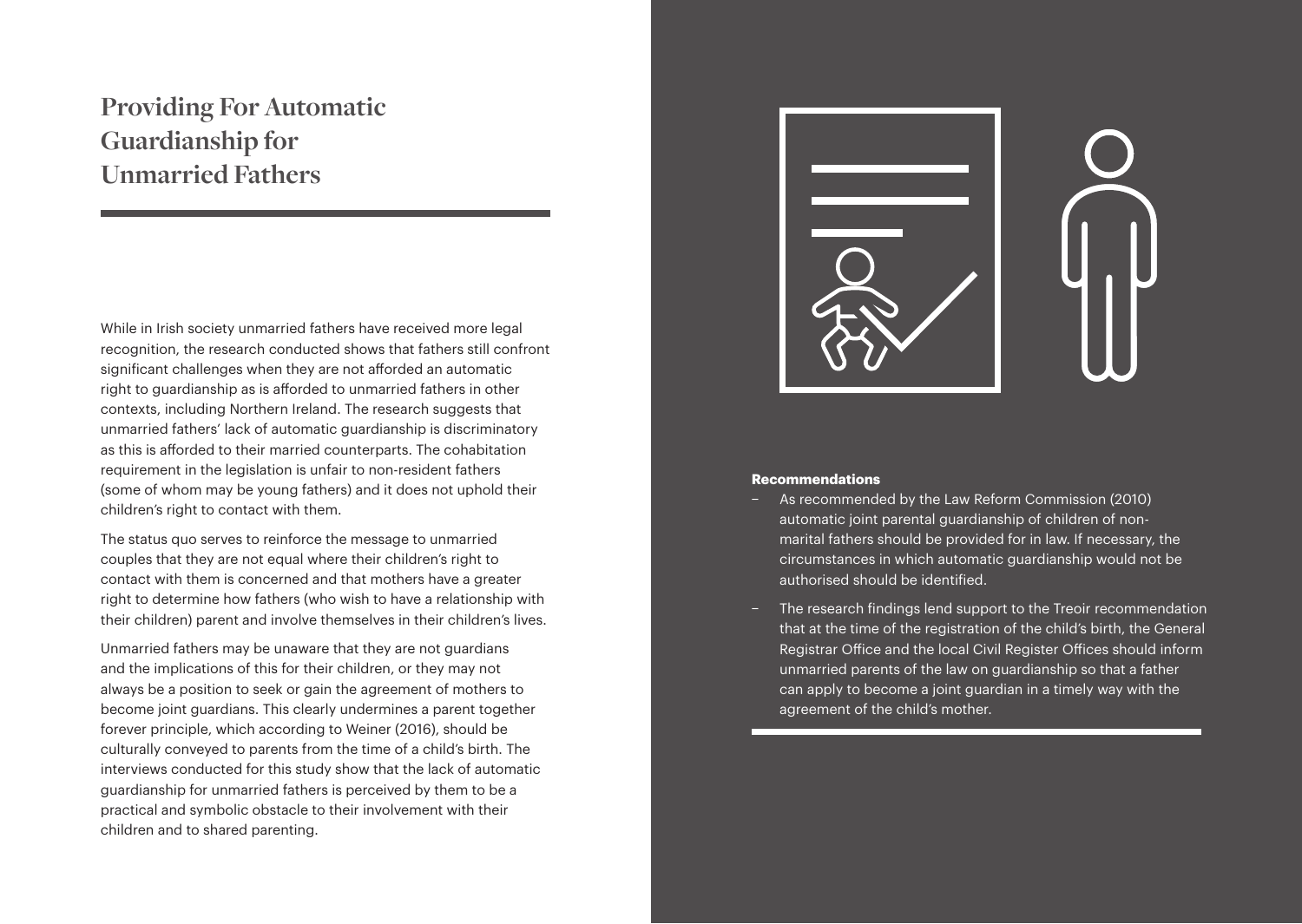# Providing For Automatic Guardianship for Unmarried Fathers

While in Irish society unmarried fathers have received more legal recognition, the research conducted shows that fathers still confront significant challenges when they are not afforded an automatic right to guardianship as is afforded to unmarried fathers in other contexts, including Northern Ireland. The research suggests that unmarried fathers' lack of automatic guardianship is discriminatory as this is afforded to their married counterparts. The cohabitation requirement in the legislation is unfair to non-resident fathers (some of whom may be young fathers) and it does not uphold their children's right to contact with them.

The status quo serves to reinforce the message to unmarried couples that they are not equal where their children's right to contact with them is concerned and that mothers have a greater right to determine how fathers (who wish to have a relationship with their children) parent and involve themselves in their children's lives.

Unmarried fathers may be unaware that they are not guardians and the implications of this for their children, or they may not always be a position to seek or gain the agreement of mothers to become joint guardians. This clearly undermines a parent together forever principle, which according to Weiner (2016), should be culturally conveyed to parents from the time of a child's birth. The interviews conducted for this study show that the lack of automatic guardianship for unmarried fathers is perceived by them to be a practical and symbolic obstacle to their involvement with their children and to shared parenting.

**Recommendations**

- As recommended by the Law Reform Commission (2010) automatic joint parental guardianship of children of non-marital fathers should be provided for in law. If necessary, the circumstances in which automatic guardianship would not be authorised should be identified.
- The research findings lend support to the Treoir recommendation that at the time of the registration of the child's birth, the General Registrar Office and the local Civil Register Offices should inform unmarried parents of the law on guardianship so that a father can apply to become a joint guardian in a timely way with the agreement of the child's mother.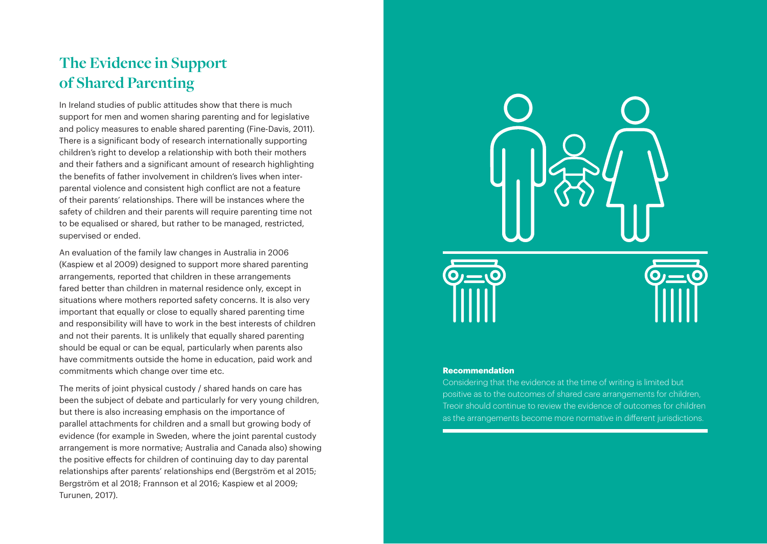## The Evidence in Support of Shared Parenting

In Ireland studies of public attitudes show that there is much support for men and women sharing parenting and for legislative and policy measures to enable shared parenting (Fine-Davis, 2011). There is a significant body of research internationally supporting children's right to develop a relationship with both their mothers and their fathers and a significant amount of research highlighting the benefits of father involvement in children's lives when inter-parental violence and consistent high conflict are not a feature of their parents' relationships. There will be instances where the safety of children and their parents will require parenting time not to be equalised or shared, but rather to be managed, restricted, supervised or ended.

An evaluation of the family law changes in Australia in 2006 (Kaspiew et al 2009) designed to support more shared parenting arrangements, reported that children in these arrangements fared better than children in maternal residence only, except in situations where mothers reported safety concerns. It is also very important that equally or close to equally shared parenting time and responsibility will have to work in the best interests of children and not their parents. It is unlikely that equally shared parenting should be equal or can be equal, particularly when parents also have commitments outside the home in education, paid work and commitments which change over time etc.

The merits of joint physical custody / shared hands on care has been the subject of debate and particularly for very young children, but there is also increasing emphasis on the importance of parallel attachments for children and a small but growing body of evidence (for example in Sweden, where the joint parental custody arrangement is more normative; Australia and Canada also) showing the positive effects for children of continuing day to day parental relationships after parents' relationships end (Bergström et al 2015; Bergström et al 2018; Frannson et al 2016; Kaspiew et al 2009; Turunen, 2017).

**Recommendation**

Considering that the evidence at the time of writing is limited but positive as to the outcomes of shared care arrangements for children, Treoir should continue to review the evidence of outcomes for children as the arrangements become more normative in different jurisdictions.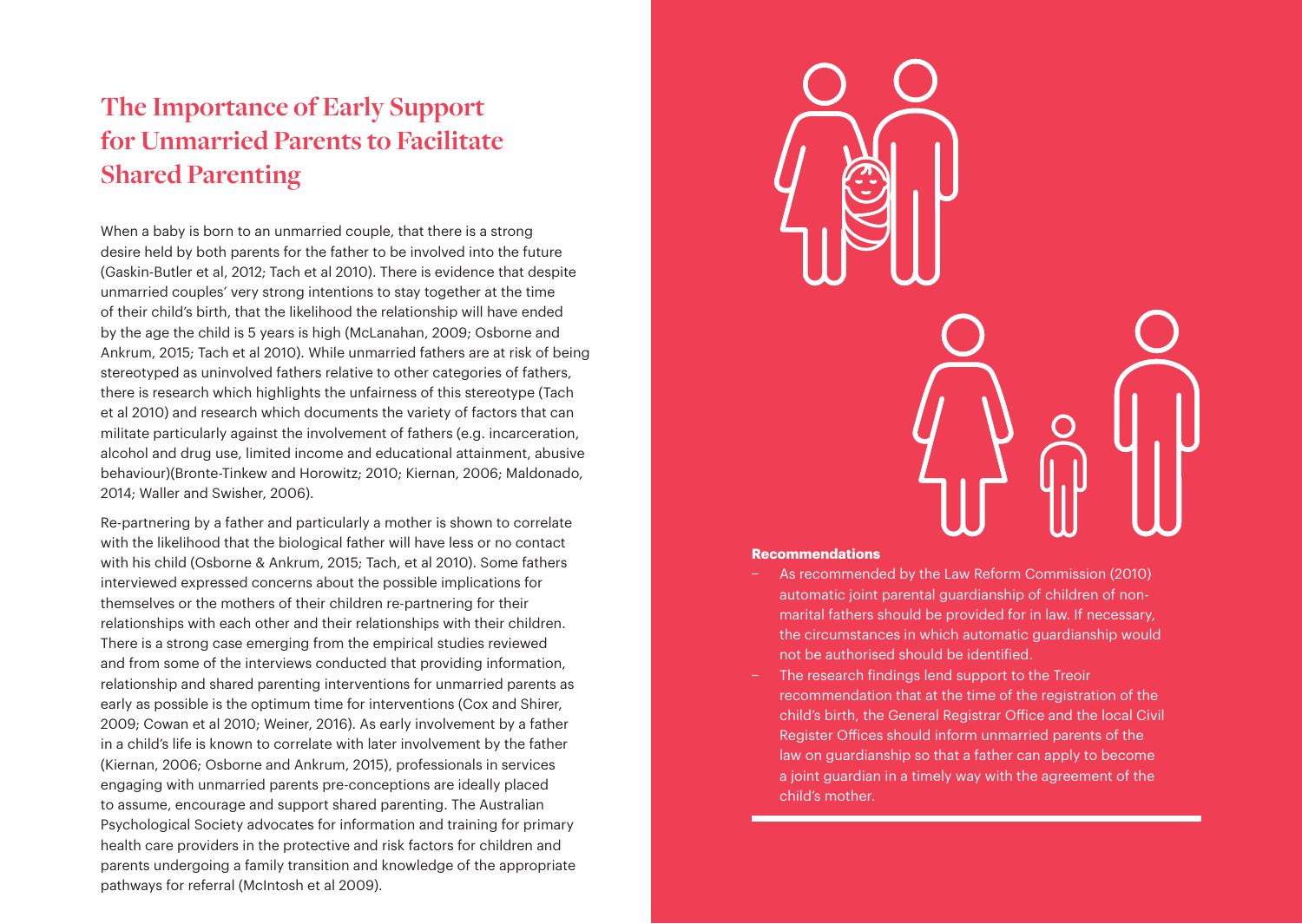## The Importance of Early Support for Unmarried Parents to Facilitate Shared Parenting

When a baby is born to an unmarried couple, that there is a strong desire held by both parents for the father to be involved into the future (Gaskin-Butler et al, 2012; Tach et al 2010). There is evidence that despite unmarried couples' very strong intentions to stay together at the time of their child's birth, that the likelihood the relationship will have ended by the age the child is 5 years is high (McLanahan, 2009; Osborne and Ankrum, 2015; Tach et al 2010). While unmarried fathers are at risk of being stereotyped as uninvolved fathers relative to other categories of fathers, there is research which highlights the unfairness of this stereotype (Tach et al 2010) and research which documents the variety of factors that can militate particularly against the involvement of fathers (e.g. incarceration, alcohol and drug use, limited income and educational attainment, abusive behaviour)(Bronte-Tinkew and Horowitz; 2010; Kiernan, 2006; Maldonado, 2014; Waller and Swisher, 2006).

Re-partnering by a father and particularly a mother is shown to correlate with the likelihood that the biological father will have less or no contact with his child (Osborne & Ankrum, 2015; Tach, et al 2010). Some fathers interviewed expressed concerns about the possible implications for themselves or the mothers of their children re-partnering for their relationships with each other and their relationships with their children. There is a strong case emerging from the empirical studies reviewed and from some of the interviews conducted that providing information, relationship and shared parenting interventions for unmarried parents as early as possible is the optimum time for interventions (Cox and Shirer, 2009; Cowan et al 2010; Weiner, 2016). As early involvement by a father in a child's life is known to correlate with later involvement by the father (Kiernan, 2006; Osborne and Ankrum, 2015), professionals in services engaging with unmarried parents pre-conceptions are ideally placed to assume, encourage and support shared parenting. The Australian Psychological Society advocates for information and training for primary health care providers in the protective and risk factors for children and parents undergoing a family transition and knowledge of the appropriate pathways for referral (McIntosh et al 2009).

**Recommendations**

- As recommended by the Law Reform Commission (2010) automatic joint parental guardianship of children of non-marital fathers should be provided for in law. If necessary, the circumstances in which automatic guardianship would not be authorised should be identified.
- The research findings lend support to the Treoir recommendation that at the time of the registration of the child's birth, the General Registrar Office and the local Civil Register Offices should inform unmarried parents of the law on guardianship so that a father can apply to become a joint guardian in a timely way with the agreement of the child's mother.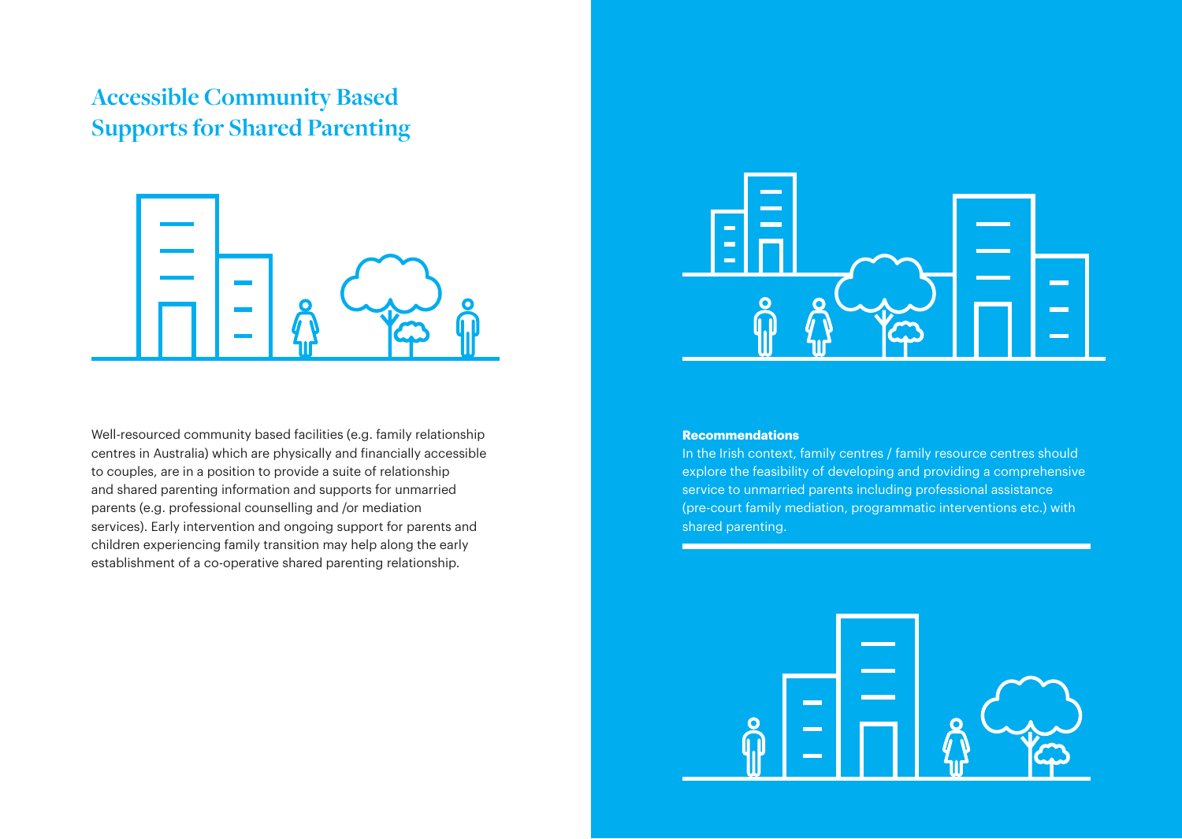# Accessible Community Based Supports for Shared Parenting

Well-resourced community based facilities (e.g. family relationship centres in Australia) which are physically and financially accessible to couples, are in a position to provide a suite of relationship and shared parenting information and supports for unmarried parents (e.g. professional counselling and /or mediation services). Early intervention and ongoing support for parents and children experiencing family transition may help along the early establishment of a co-operative shared parenting relationship.

**Recommendations**

In the Irish context, family centres / family resource centres should explore the feasibility of developing and providing a comprehensive service to unmarried parents including professional assistance (pre-court family mediation, programmatic interventions etc.) with shared parenting.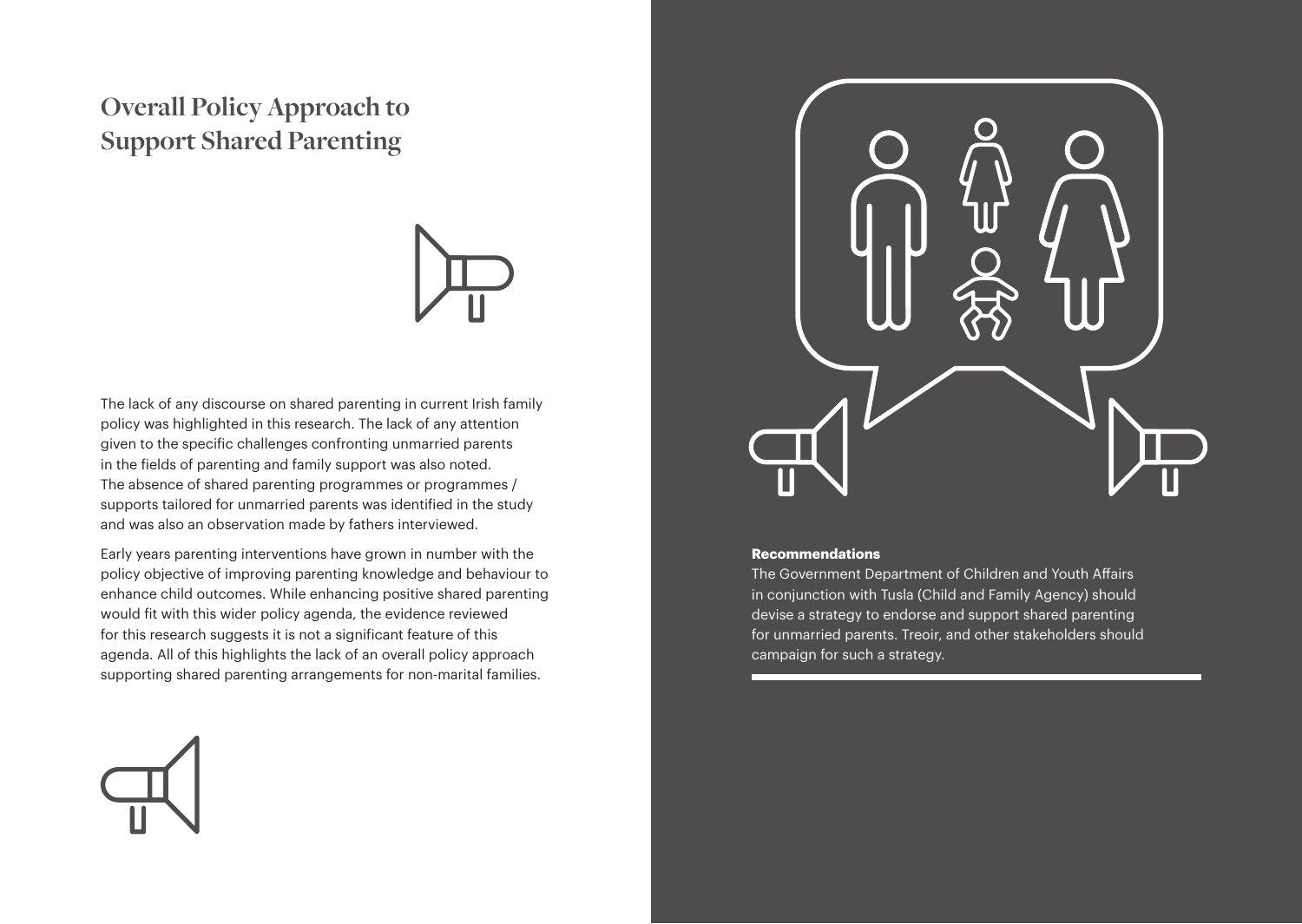# Overall Policy Approach to Support Shared Parenting

The lack of any discourse on shared parenting in current Irish family policy was highlighted in this research. The lack of any attention given to the specific challenges confronting unmarried parents in the fields of parenting and family support was also noted. The absence of shared parenting programmes or programmes / supports tailored for unmarried parents was identified in the study and was also an observation made by fathers interviewed.

Early years parenting interventions have grown in number with the policy objective of improving parenting knowledge and behaviour to enhance child outcomes. While enhancing positive shared parenting would fit with this wider policy agenda, the evidence reviewed for this research suggests it is not a significant feature of this agenda. All of this highlights the lack of an overall policy approach supporting shared parenting arrangements for non-marital families.

**Recommendations**

The Government Department of Children and Youth Affairs in conjunction with Tusla (Child and Family Agency) should devise a strategy to endorse and support shared parenting for unmarried parents. Treoir, and other stakeholders should campaign for such a strategy.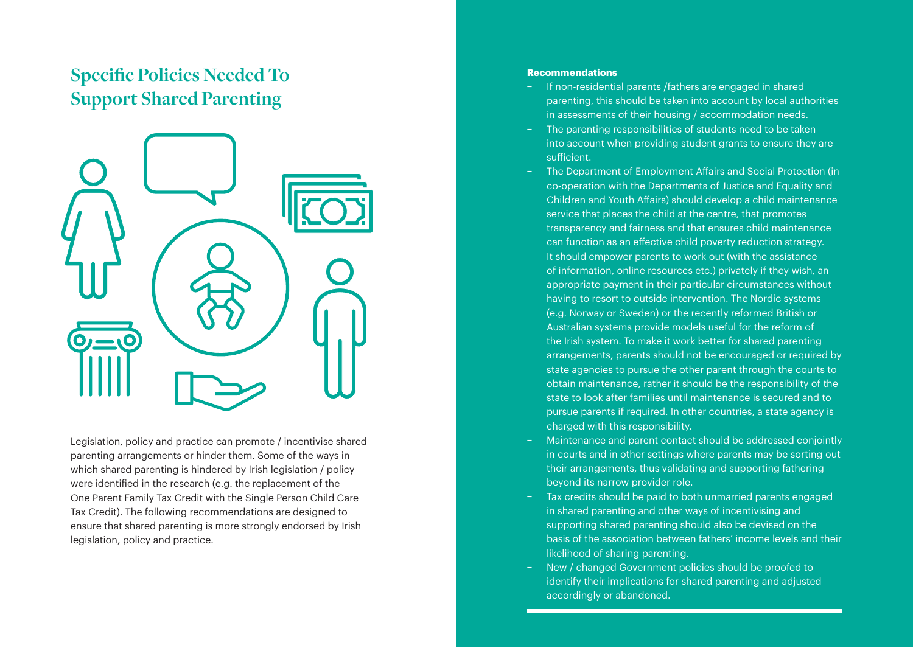## Specific Policies Needed To Support Shared Parenting

Legislation, policy and practice can promote / incentivise shared parenting arrangements or hinder them. Some of the ways in which shared parenting is hindered by Irish legislation / policy were identified in the research (e.g. the replacement of the One Parent Family Tax Credit with the Single Person Child Care Tax Credit). The following recommendations are designed to ensure that shared parenting is more strongly endorsed by Irish legislation, policy and practice.

**Recommendations**

- If non-residential parents /fathers are engaged in shared parenting, this should be taken into account by local authorities in assessments of their housing / accommodation needs.
- The parenting responsibilities of students need to be taken into account when providing student grants to ensure they are sufficient.
- The Department of Employment Affairs and Social Protection (in co-operation with the Departments of Justice and Equality and Children and Youth Affairs) should develop a child maintenance service that places the child at the centre, that promotes transparency and fairness and that ensures child maintenance can function as an effective child poverty reduction strategy. It should empower parents to work out (with the assistance of information, online resources etc.) privately if they wish, an appropriate payment in their particular circumstances without having to resort to outside intervention. The Nordic systems (e.g. Norway or Sweden) or the recently reformed British or Australian systems provide models useful for the reform of the Irish system. To make it work better for shared parenting arrangements, parents should not be encouraged or required by state agencies to pursue the other parent through the courts to obtain maintenance, rather it should be the responsibility of the state to look after families until maintenance is secured and to pursue parents if required. In other countries, a state agency is charged with this responsibility.
- Maintenance and parent contact should be addressed conjointly in courts and in other settings where parents may be sorting out their arrangements, thus validating and supporting fathering beyond its narrow provider role.
- Tax credits should be paid to both unmarried parents engaged in shared parenting and other ways of incentivising and supporting shared parenting should also be devised on the basis of the association between fathers' income levels and their likelihood of sharing parenting.
- New / changed Government policies should be proofed to identify their implications for shared parenting and adjusted accordingly or abandoned.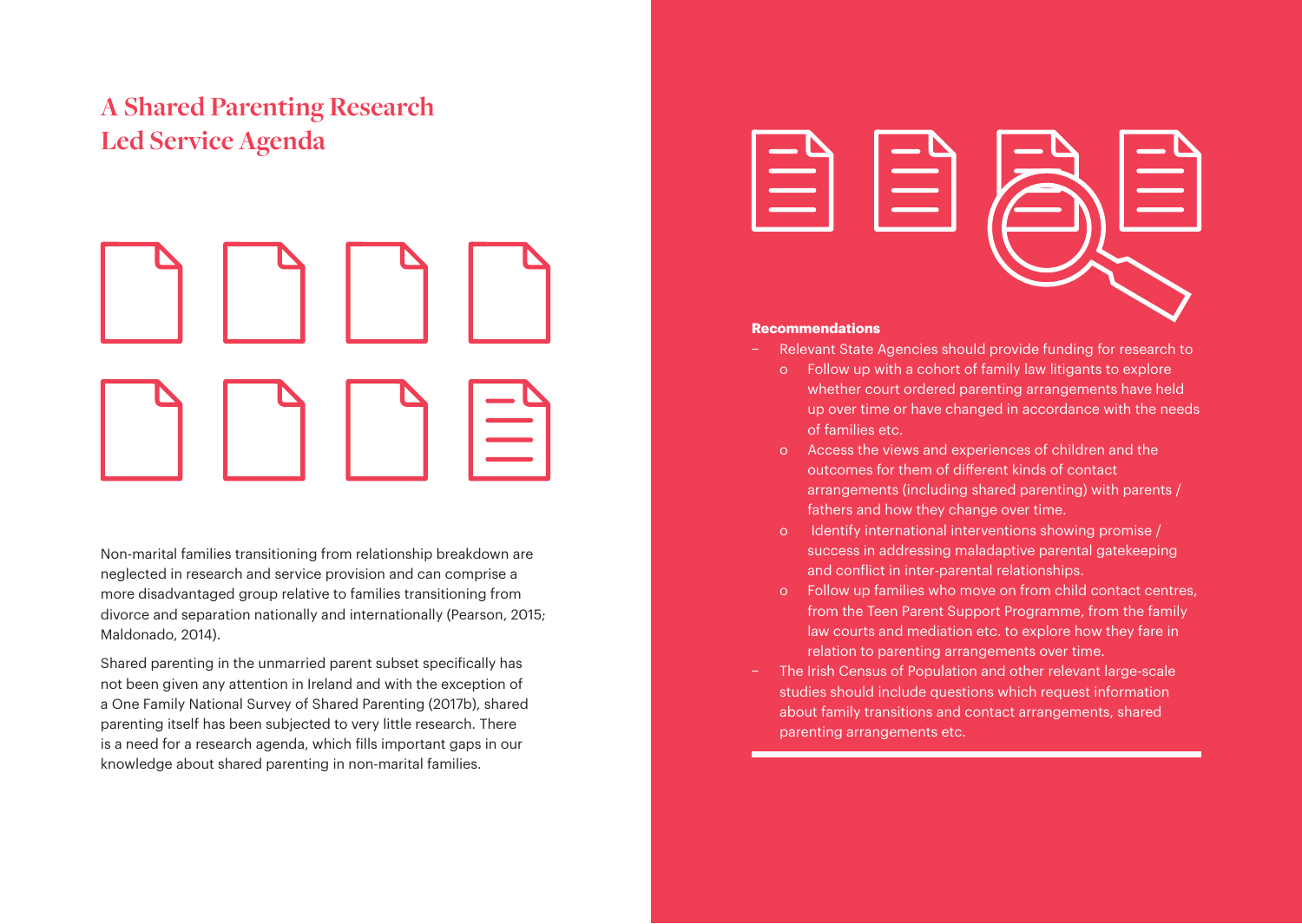# A Shared Parenting Research Led Service Agenda

Non-marital families transitioning from relationship breakdown are neglected in research and service provision and can comprise a more disadvantaged group relative to families transitioning from divorce and separation nationally and internationally (Pearson, 2015; Maldonado, 2014).

Shared parenting in the unmarried parent subset specifically has not been given any attention in Ireland and with the exception of a One Family National Survey of Shared Parenting (2017b), shared parenting itself has been subjected to very little research. There is a need for a research agenda, which fills important gaps in our knowledge about shared parenting in non-marital families.

**Recommendations**

- Relevant State Agencies should provide funding for research to
  - Follow up with a cohort of family law litigants to explore whether court ordered parenting arrangements have held up over time or have changed in accordance with the needs of families etc.
  - Access the views and experiences of children and the outcomes for them of different kinds of contact arrangements (including shared parenting) with parents / fathers and how they change over time.
  - Identify international interventions showing promise / success in addressing maladaptive parental gatekeeping and conflict in inter-parental relationships.
  - Follow up families who move on from child contact centres, from the Teen Parent Support Programme, from the family law courts and mediation etc. to explore how they fare in relation to parenting arrangements over time.
- The Irish Census of Population and other relevant large-scale studies should include questions which request information about family transitions and contact arrangements, shared parenting arrangements etc.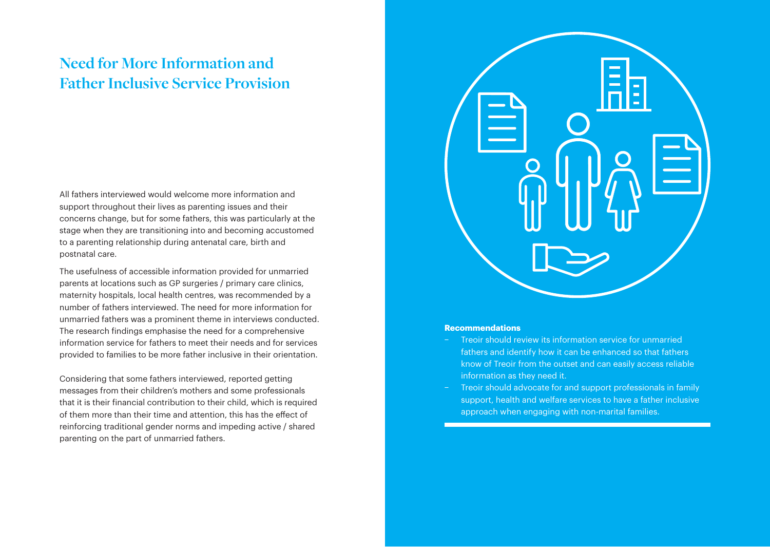## Need for More Information and Father Inclusive Service Provision

All fathers interviewed would welcome more information and support throughout their lives as parenting issues and their concerns change, but for some fathers, this was particularly at the stage when they are transitioning into and becoming accustomed to a parenting relationship during antenatal care, birth and postnatal care.

The usefulness of accessible information provided for unmarried parents at locations such as GP surgeries / primary care clinics, maternity hospitals, local health centres, was recommended by a number of fathers interviewed. The need for more information for unmarried fathers was a prominent theme in interviews conducted. The research findings emphasise the need for a comprehensive information service for fathers to meet their needs and for services provided to families to be more father inclusive in their orientation.

Considering that some fathers interviewed, reported getting messages from their children's mothers and some professionals that it is their financial contribution to their child, which is required of them more than their time and attention, this has the effect of reinforcing traditional gender norms and impeding active / shared parenting on the part of unmarried fathers.

**Recommendations**

- Treoir should review its information service for unmarried fathers and identify how it can be enhanced so that fathers know of Treoir from the outset and can easily access reliable information as they need it.
- Treoir should advocate for and support professionals in family support, health and welfare services to have a father inclusive approach when engaging with non-marital families.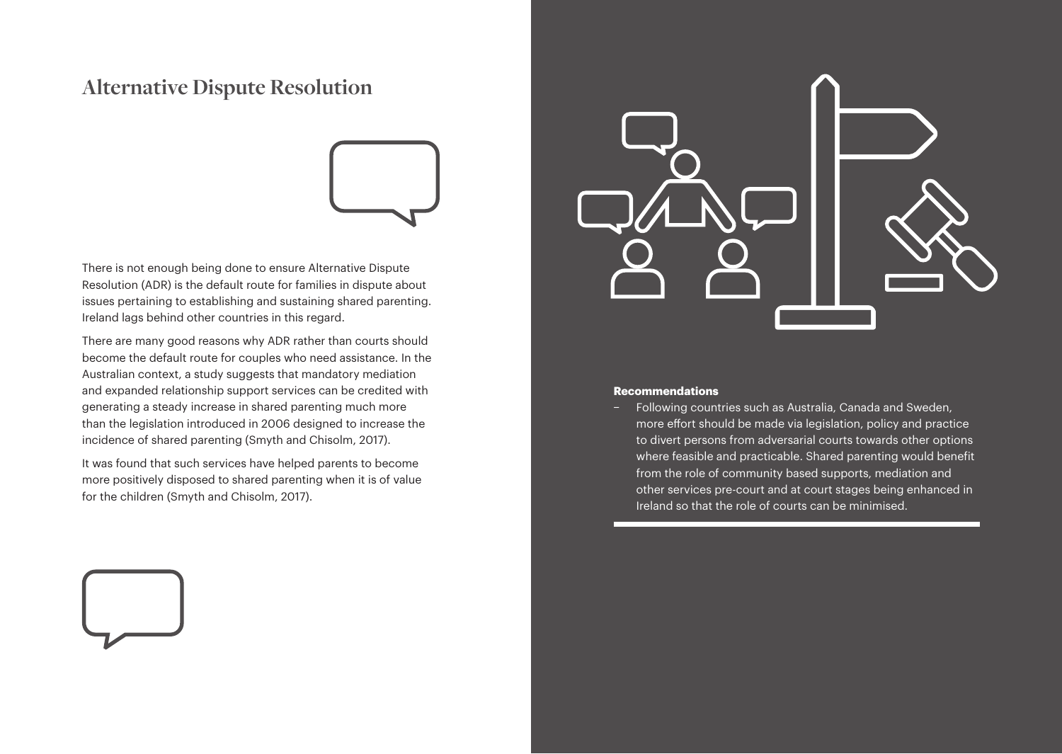## Alternative Dispute Resolution

There is not enough being done to ensure Alternative Dispute Resolution (ADR) is the default route for families in dispute about issues pertaining to establishing and sustaining shared parenting. Ireland lags behind other countries in this regard.

There are many good reasons why ADR rather than courts should become the default route for couples who need assistance. In the Australian context, a study suggests that mandatory mediation and expanded relationship support services can be credited with generating a steady increase in shared parenting much more than the legislation introduced in 2006 designed to increase the incidence of shared parenting (Smyth and Chisolm, 2017).

It was found that such services have helped parents to become more positively disposed to shared parenting when it is of value for the children (Smyth and Chisolm, 2017).

**Recommendations**

- Following countries such as Australia, Canada and Sweden, more effort should be made via legislation, policy and practice to divert persons from adversarial courts towards other options where feasible and practicable. Shared parenting would benefit from the role of community based supports, mediation and other services pre-court and at court stages being enhanced in Ireland so that the role of courts can be minimised.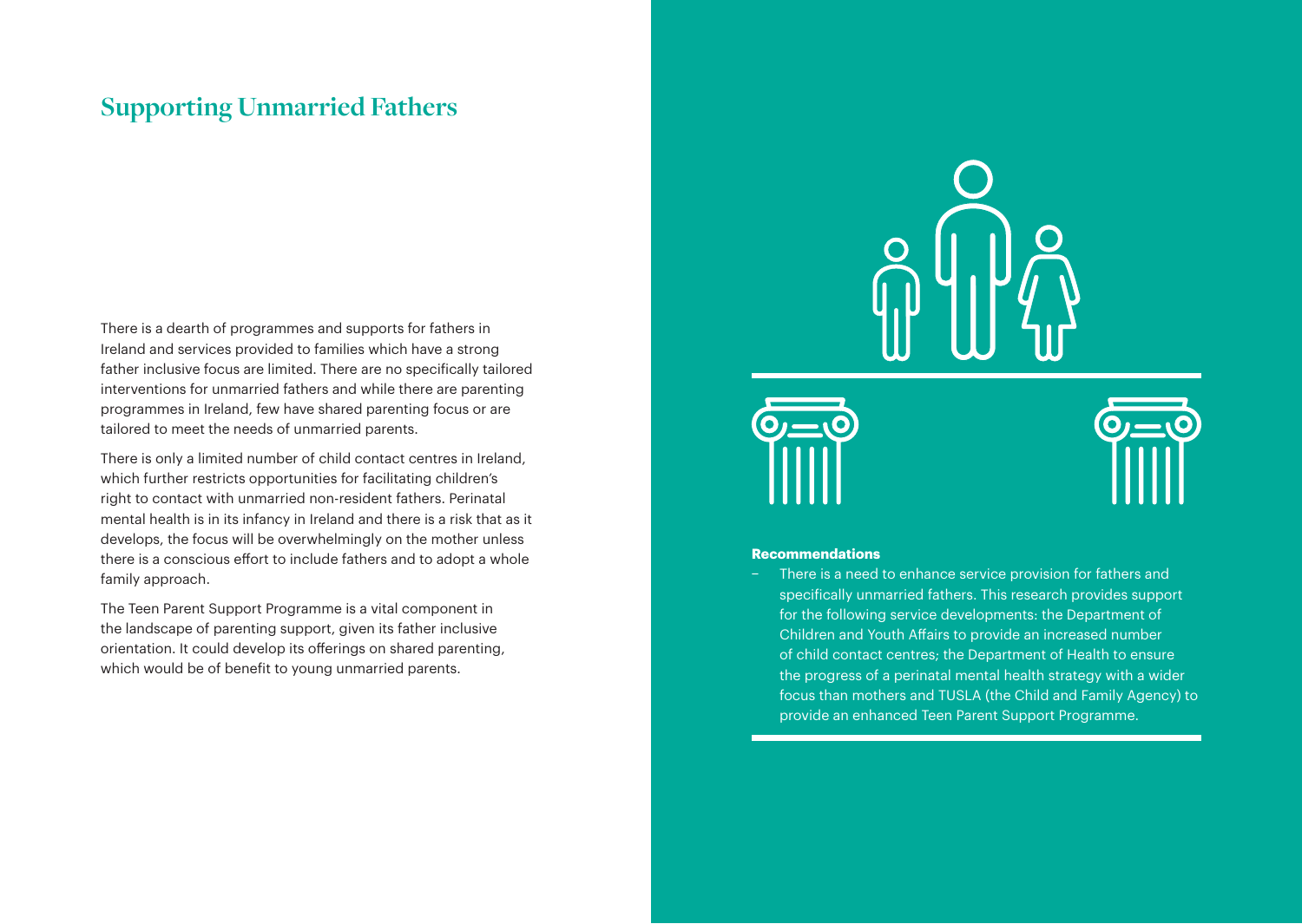## Supporting Unmarried Fathers

There is a dearth of programmes and supports for fathers in Ireland and services provided to families which have a strong father inclusive focus are limited. There are no specifically tailored interventions for unmarried fathers and while there are parenting programmes in Ireland, few have shared parenting focus or are tailored to meet the needs of unmarried parents.

There is only a limited number of child contact centres in Ireland, which further restricts opportunities for facilitating children's right to contact with unmarried non-resident fathers. Perinatal mental health is in its infancy in Ireland and there is a risk that as it develops, the focus will be overwhelmingly on the mother unless there is a conscious effort to include fathers and to adopt a whole family approach.

The Teen Parent Support Programme is a vital component in the landscape of parenting support, given its father inclusive orientation. It could develop its offerings on shared parenting, which would be of benefit to young unmarried parents.

**Recommendations**

- There is a need to enhance service provision for fathers and specifically unmarried fathers. This research provides support for the following service developments: the Department of Children and Youth Affairs to provide an increased number of child contact centres; the Department of Health to ensure the progress of a perinatal mental health strategy with a wider focus than mothers and TUSLA (the Child and Family Agency) to provide an enhanced Teen Parent Support Programme.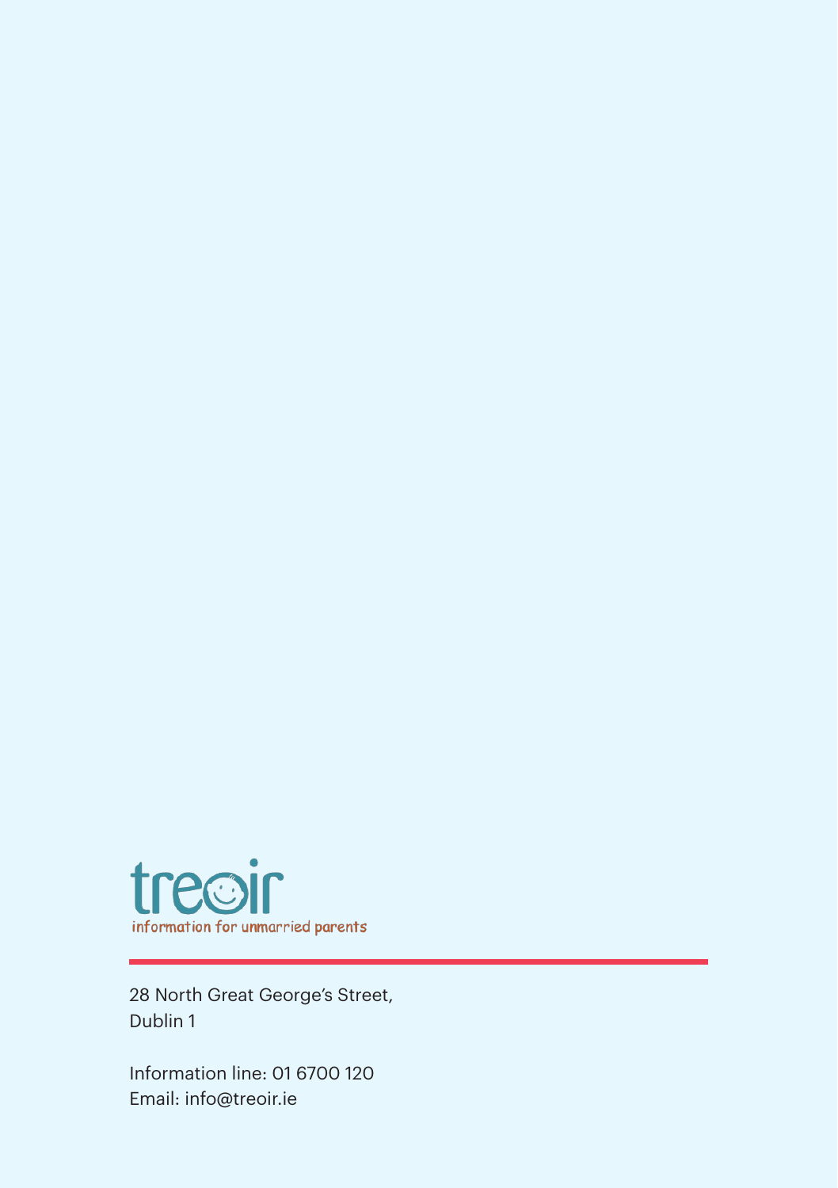treoir

information for unmarried parents

28 North Great George's Street,
Dublin 1

Information line: 01 6700 120
Email: info@treoir.ie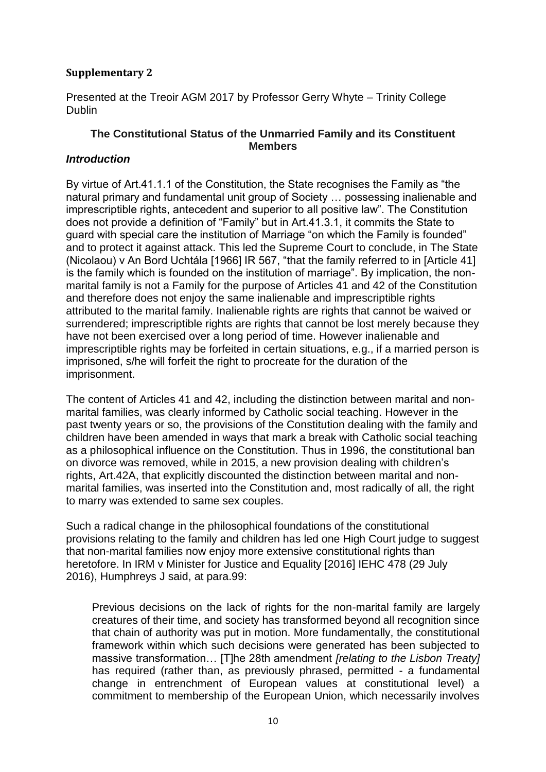## Supplementary 2

Presented at the Treoir AGM 2017 by Professor Gerry Whyte – Trinity College Dublin

### The Constitutional Status of the Unmarried Family and its Constituent Members

***Introduction***

By virtue of Art.41.1.1 of the Constitution, the State recognises the Family as "the natural primary and fundamental unit group of Society … possessing inalienable and imprescriptible rights, antecedent and superior to all positive law". The Constitution does not provide a definition of "Family" but in Art.41.3.1, it commits the State to guard with special care the institution of Marriage "on which the Family is founded" and to protect it against attack. This led the Supreme Court to conclude, in The State (Nicolaou) v An Bord Uchtála [1966] IR 567, "that the family referred to in [Article 41] is the family which is founded on the institution of marriage". By implication, the non-marital family is not a Family for the purpose of Articles 41 and 42 of the Constitution and therefore does not enjoy the same inalienable and imprescriptible rights attributed to the marital family. Inalienable rights are rights that cannot be waived or surrendered; imprescriptible rights are rights that cannot be lost merely because they have not been exercised over a long period of time. However inalienable and imprescriptible rights may be forfeited in certain situations, e.g., if a married person is imprisoned, s/he will forfeit the right to procreate for the duration of the imprisonment.

The content of Articles 41 and 42, including the distinction between marital and non-marital families, was clearly informed by Catholic social teaching. However in the past twenty years or so, the provisions of the Constitution dealing with the family and children have been amended in ways that mark a break with Catholic social teaching as a philosophical influence on the Constitution. Thus in 1996, the constitutional ban on divorce was removed, while in 2015, a new provision dealing with children's rights, Art.42A, that explicitly discounted the distinction between marital and non-marital families, was inserted into the Constitution and, most radically of all, the right to marry was extended to same sex couples.

Such a radical change in the philosophical foundations of the constitutional provisions relating to the family and children has led one High Court judge to suggest that non-marital families now enjoy more extensive constitutional rights than heretofore. In IRM v Minister for Justice and Equality [2016] IEHC 478 (29 July 2016), Humphreys J said, at para.99:

> Previous decisions on the lack of rights for the non-marital family are largely creatures of their time, and society has transformed beyond all recognition since that chain of authority was put in motion. More fundamentally, the constitutional framework within which such decisions were generated has been subjected to massive transformation… [T]he 28th amendment *[relating to the Lisbon Treaty]* has required (rather than, as previously phrased, permitted - a fundamental change in entrenchment of European values at constitutional level) a commitment to membership of the European Union, which necessarily involves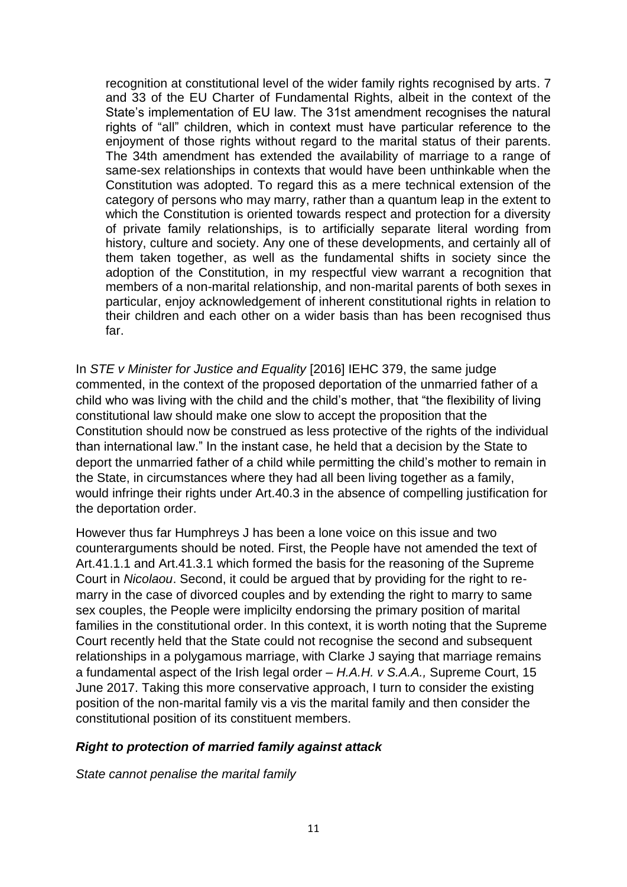> recognition at constitutional level of the wider family rights recognised by arts. 7 and 33 of the EU Charter of Fundamental Rights, albeit in the context of the State's implementation of EU law. The 31st amendment recognises the natural rights of "all" children, which in context must have particular reference to the enjoyment of those rights without regard to the marital status of their parents. The 34th amendment has extended the availability of marriage to a range of same-sex relationships in contexts that would have been unthinkable when the Constitution was adopted. To regard this as a mere technical extension of the category of persons who may marry, rather than a quantum leap in the extent to which the Constitution is oriented towards respect and protection for a diversity of private family relationships, is to artificially separate literal wording from history, culture and society. Any one of these developments, and certainly all of them taken together, as well as the fundamental shifts in society since the adoption of the Constitution, in my respectful view warrant a recognition that members of a non-marital relationship, and non-marital parents of both sexes in particular, enjoy acknowledgement of inherent constitutional rights in relation to their children and each other on a wider basis than has been recognised thus far.

In *STE v Minister for Justice and Equality* [2016] IEHC 379, the same judge commented, in the context of the proposed deportation of the unmarried father of a child who was living with the child and the child's mother, that "the flexibility of living constitutional law should make one slow to accept the proposition that the Constitution should now be construed as less protective of the rights of the individual than international law." In the instant case, he held that a decision by the State to deport the unmarried father of a child while permitting the child's mother to remain in the State, in circumstances where they had all been living together as a family, would infringe their rights under Art.40.3 in the absence of compelling justification for the deportation order.

However thus far Humphreys J has been a lone voice on this issue and two counterarguments should be noted. First, the People have not amended the text of Art.41.1.1 and Art.41.3.1 which formed the basis for the reasoning of the Supreme Court in *Nicolaou*. Second, it could be argued that by providing for the right to re-marry in the case of divorced couples and by extending the right to marry to same sex couples, the People were implicilty endorsing the primary position of marital families in the constitutional order. In this context, it is worth noting that the Supreme Court recently held that the State could not recognise the second and subsequent relationships in a polygamous marriage, with Clarke J saying that marriage remains a fundamental aspect of the Irish legal order – *H.A.H. v S.A.A.,* Supreme Court, 15 June 2017. Taking this more conservative approach, I turn to consider the existing position of the non-marital family vis a vis the marital family and then consider the constitutional position of its constituent members.

### ***Right to protection of married family against attack***

*State cannot penalise the marital family*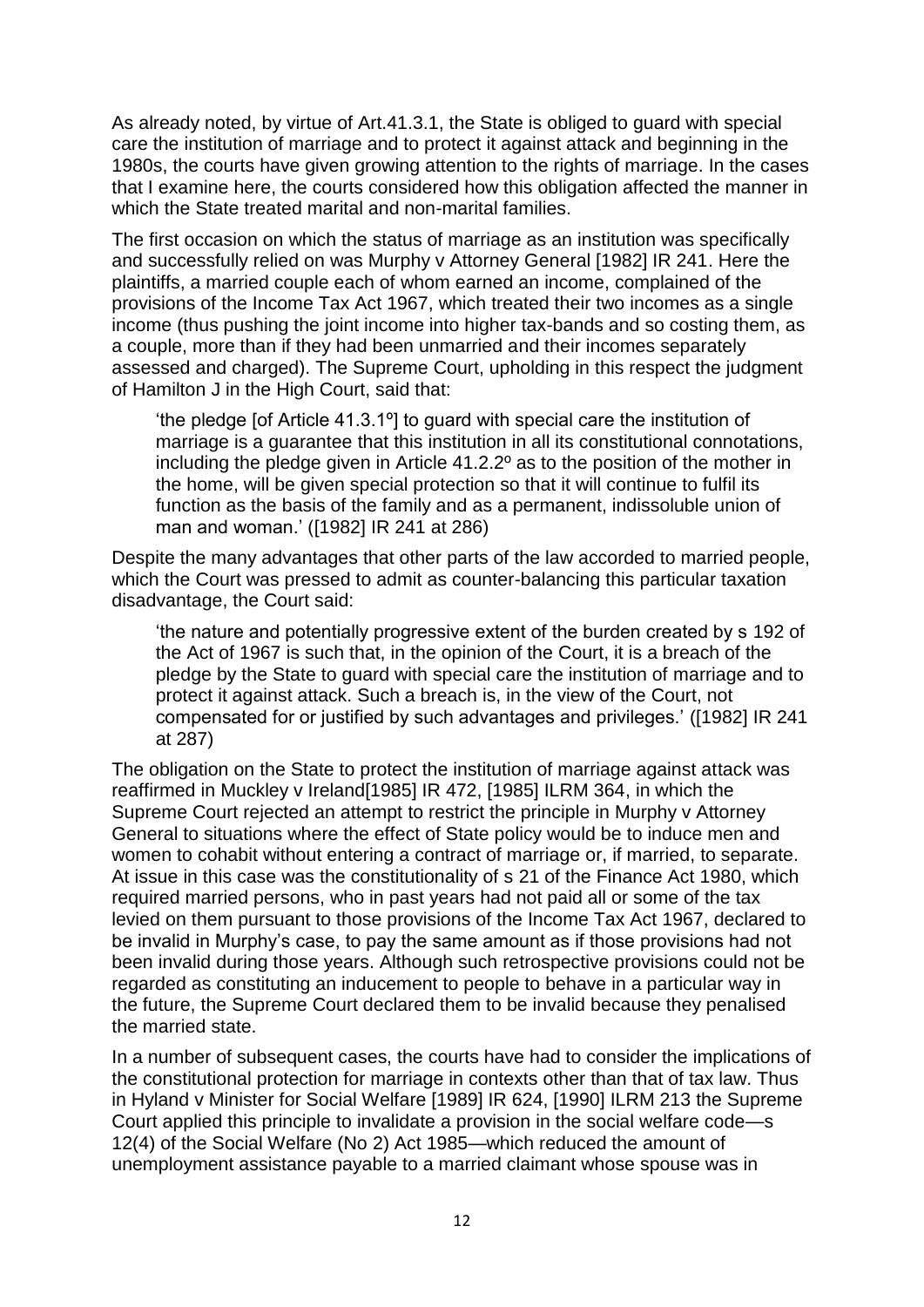As already noted, by virtue of Art.41.3.1, the State is obliged to guard with special care the institution of marriage and to protect it against attack and beginning in the 1980s, the courts have given growing attention to the rights of marriage. In the cases that I examine here, the courts considered how this obligation affected the manner in which the State treated marital and non-marital families.

The first occasion on which the status of marriage as an institution was specifically and successfully relied on was Murphy v Attorney General [1982] IR 241. Here the plaintiffs, a married couple each of whom earned an income, complained of the provisions of the Income Tax Act 1967, which treated their two incomes as a single income (thus pushing the joint income into higher tax-bands and so costing them, as a couple, more than if they had been unmarried and their incomes separately assessed and charged). The Supreme Court, upholding in this respect the judgment of Hamilton J in the High Court, said that:

> 'the pledge [of Article 41.3.1º] to guard with special care the institution of marriage is a guarantee that this institution in all its constitutional connotations, including the pledge given in Article 41.2.2º as to the position of the mother in the home, will be given special protection so that it will continue to fulfil its function as the basis of the family and as a permanent, indissoluble union of man and woman.' ([1982] IR 241 at 286)

Despite the many advantages that other parts of the law accorded to married people, which the Court was pressed to admit as counter-balancing this particular taxation disadvantage, the Court said:

> 'the nature and potentially progressive extent of the burden created by s 192 of the Act of 1967 is such that, in the opinion of the Court, it is a breach of the pledge by the State to guard with special care the institution of marriage and to protect it against attack. Such a breach is, in the view of the Court, not compensated for or justified by such advantages and privileges.' ([1982] IR 241 at 287)

The obligation on the State to protect the institution of marriage against attack was reaffirmed in Muckley v Ireland[1985] IR 472, [1985] ILRM 364, in which the Supreme Court rejected an attempt to restrict the principle in Murphy v Attorney General to situations where the effect of State policy would be to induce men and women to cohabit without entering a contract of marriage or, if married, to separate. At issue in this case was the constitutionality of s 21 of the Finance Act 1980, which required married persons, who in past years had not paid all or some of the tax levied on them pursuant to those provisions of the Income Tax Act 1967, declared to be invalid in Murphy's case, to pay the same amount as if those provisions had not been invalid during those years. Although such retrospective provisions could not be regarded as constituting an inducement to people to behave in a particular way in the future, the Supreme Court declared them to be invalid because they penalised the married state.

In a number of subsequent cases, the courts have had to consider the implications of the constitutional protection for marriage in contexts other than that of tax law. Thus in Hyland v Minister for Social Welfare [1989] IR 624, [1990] ILRM 213 the Supreme Court applied this principle to invalidate a provision in the social welfare code—s 12(4) of the Social Welfare (No 2) Act 1985—which reduced the amount of unemployment assistance payable to a married claimant whose spouse was in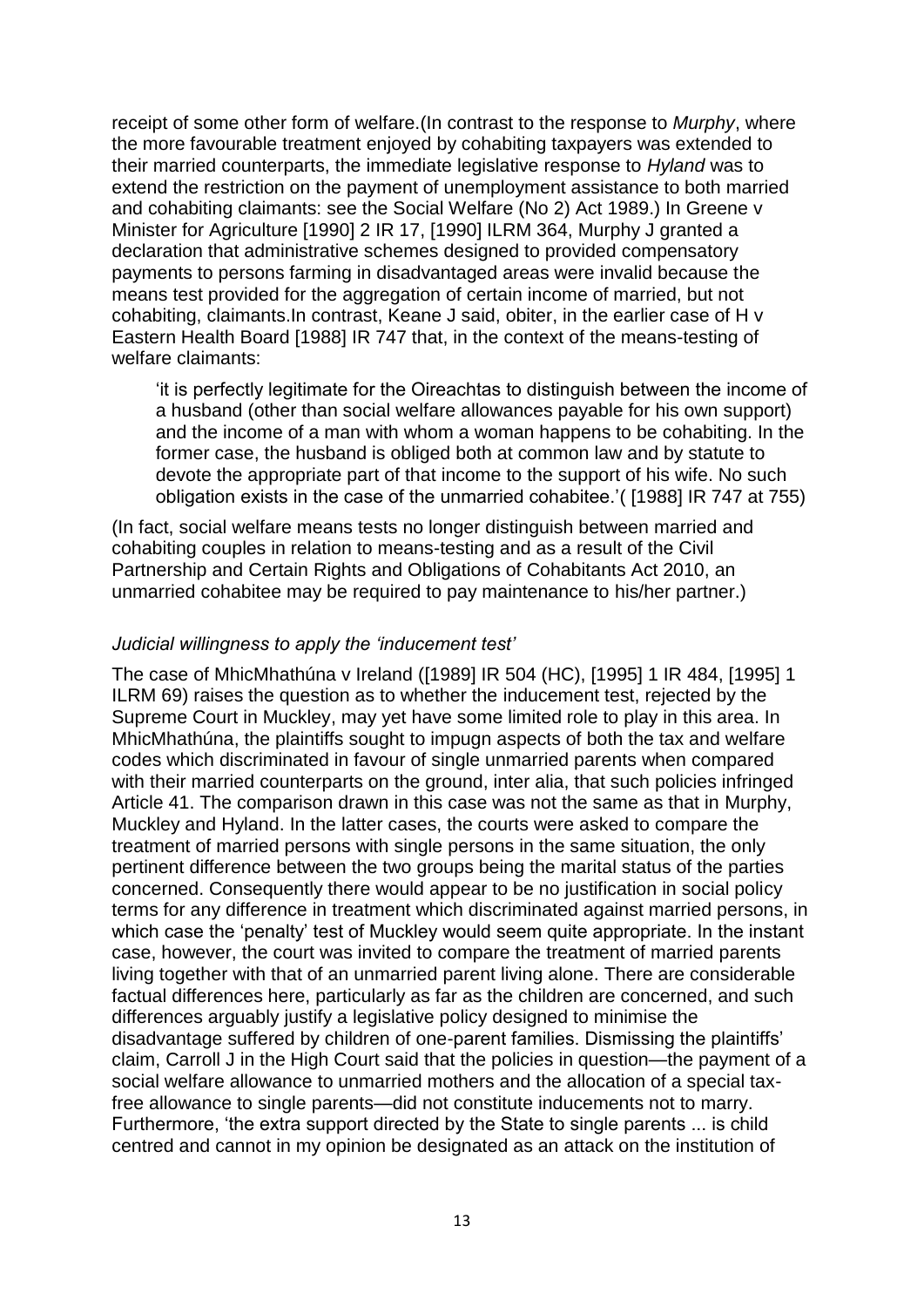receipt of some other form of welfare.(In contrast to the response to *Murphy*, where the more favourable treatment enjoyed by cohabiting taxpayers was extended to their married counterparts, the immediate legislative response to *Hyland* was to extend the restriction on the payment of unemployment assistance to both married and cohabiting claimants: see the Social Welfare (No 2) Act 1989.) In Greene v Minister for Agriculture [1990] 2 IR 17, [1990] ILRM 364, Murphy J granted a declaration that administrative schemes designed to provided compensatory payments to persons farming in disadvantaged areas were invalid because the means test provided for the aggregation of certain income of married, but not cohabiting, claimants.In contrast, Keane J said, obiter, in the earlier case of H v Eastern Health Board [1988] IR 747 that, in the context of the means-testing of welfare claimants:

> 'it is perfectly legitimate for the Oireachtas to distinguish between the income of a husband (other than social welfare allowances payable for his own support) and the income of a man with whom a woman happens to be cohabiting. In the former case, the husband is obliged both at common law and by statute to devote the appropriate part of that income to the support of his wife. No such obligation exists in the case of the unmarried cohabitee.'( [1988] IR 747 at 755)

(In fact, social welfare means tests no longer distinguish between married and cohabiting couples in relation to means-testing and as a result of the Civil Partnership and Certain Rights and Obligations of Cohabitants Act 2010, an unmarried cohabitee may be required to pay maintenance to his/her partner.)

*Judicial willingness to apply the 'inducement test'*

The case of MhicMhathúna v Ireland ([1989] IR 504 (HC), [1995] 1 IR 484, [1995] 1 ILRM 69) raises the question as to whether the inducement test, rejected by the Supreme Court in Muckley, may yet have some limited role to play in this area. In MhicMhathúna, the plaintiffs sought to impugn aspects of both the tax and welfare codes which discriminated in favour of single unmarried parents when compared with their married counterparts on the ground, inter alia, that such policies infringed Article 41. The comparison drawn in this case was not the same as that in Murphy, Muckley and Hyland. In the latter cases, the courts were asked to compare the treatment of married persons with single persons in the same situation, the only pertinent difference between the two groups being the marital status of the parties concerned. Consequently there would appear to be no justification in social policy terms for any difference in treatment which discriminated against married persons, in which case the 'penalty' test of Muckley would seem quite appropriate. In the instant case, however, the court was invited to compare the treatment of married parents living together with that of an unmarried parent living alone. There are considerable factual differences here, particularly as far as the children are concerned, and such differences arguably justify a legislative policy designed to minimise the disadvantage suffered by children of one-parent families. Dismissing the plaintiffs' claim, Carroll J in the High Court said that the policies in question—the payment of a social welfare allowance to unmarried mothers and the allocation of a special tax-free allowance to single parents—did not constitute inducements not to marry. Furthermore, 'the extra support directed by the State to single parents ... is child centred and cannot in my opinion be designated as an attack on the institution of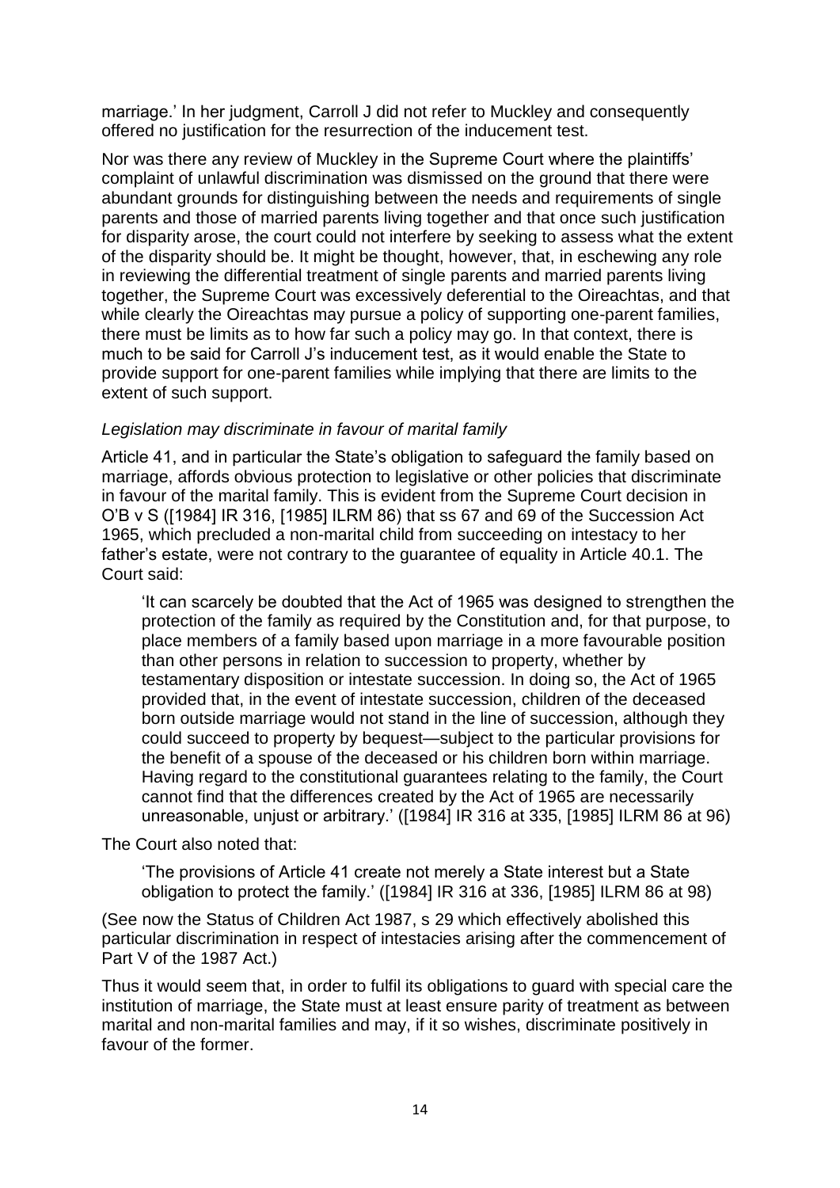marriage.' In her judgment, Carroll J did not refer to Muckley and consequently offered no justification for the resurrection of the inducement test.

Nor was there any review of Muckley in the Supreme Court where the plaintiffs' complaint of unlawful discrimination was dismissed on the ground that there were abundant grounds for distinguishing between the needs and requirements of single parents and those of married parents living together and that once such justification for disparity arose, the court could not interfere by seeking to assess what the extent of the disparity should be. It might be thought, however, that, in eschewing any role in reviewing the differential treatment of single parents and married parents living together, the Supreme Court was excessively deferential to the Oireachtas, and that while clearly the Oireachtas may pursue a policy of supporting one-parent families, there must be limits as to how far such a policy may go. In that context, there is much to be said for Carroll J's inducement test, as it would enable the State to provide support for one-parent families while implying that there are limits to the extent of such support.

*Legislation may discriminate in favour of marital family*

Article 41, and in particular the State's obligation to safeguard the family based on marriage, affords obvious protection to legislative or other policies that discriminate in favour of the marital family. This is evident from the Supreme Court decision in O'B v S ([1984] IR 316, [1985] ILRM 86) that ss 67 and 69 of the Succession Act 1965, which precluded a non-marital child from succeeding on intestacy to her father's estate, were not contrary to the guarantee of equality in Article 40.1. The Court said:

> 'It can scarcely be doubted that the Act of 1965 was designed to strengthen the protection of the family as required by the Constitution and, for that purpose, to place members of a family based upon marriage in a more favourable position than other persons in relation to succession to property, whether by testamentary disposition or intestate succession. In doing so, the Act of 1965 provided that, in the event of intestate succession, children of the deceased born outside marriage would not stand in the line of succession, although they could succeed to property by bequest—subject to the particular provisions for the benefit of a spouse of the deceased or his children born within marriage. Having regard to the constitutional guarantees relating to the family, the Court cannot find that the differences created by the Act of 1965 are necessarily unreasonable, unjust or arbitrary.' ([1984] IR 316 at 335, [1985] ILRM 86 at 96)

The Court also noted that:

> 'The provisions of Article 41 create not merely a State interest but a State obligation to protect the family.' ([1984] IR 316 at 336, [1985] ILRM 86 at 98)

(See now the Status of Children Act 1987, s 29 which effectively abolished this particular discrimination in respect of intestacies arising after the commencement of Part V of the 1987 Act.)

Thus it would seem that, in order to fulfil its obligations to guard with special care the institution of marriage, the State must at least ensure parity of treatment as between marital and non-marital families and may, if it so wishes, discriminate positively in favour of the former.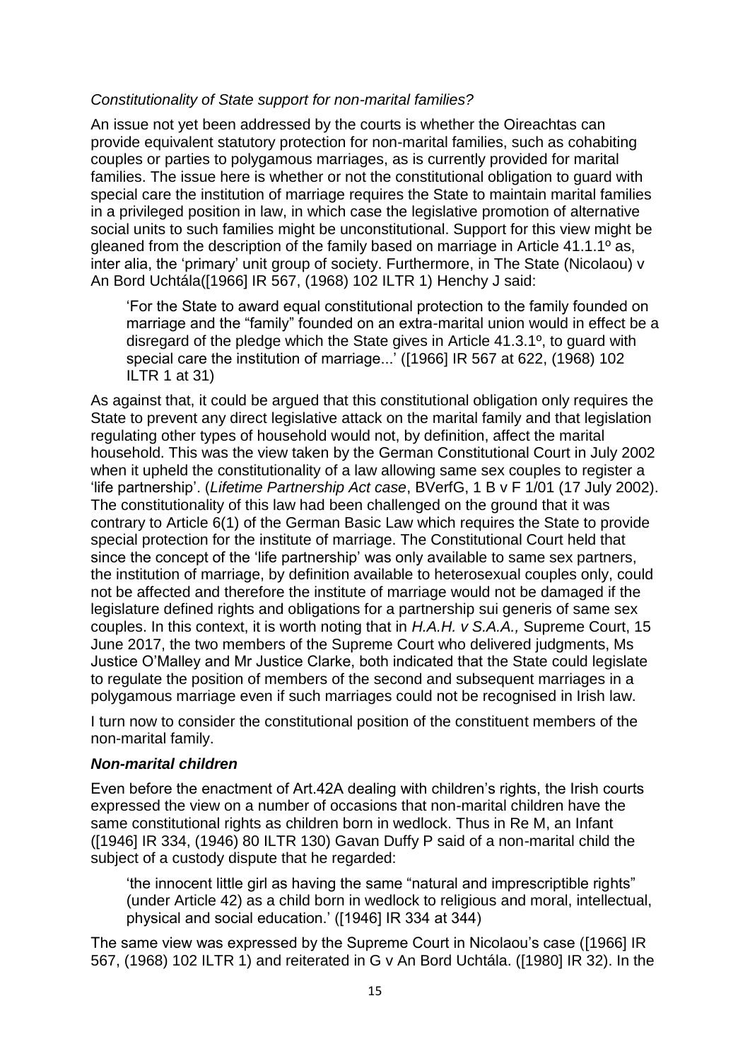*Constitutionality of State support for non-marital families?*

An issue not yet been addressed by the courts is whether the Oireachtas can provide equivalent statutory protection for non-marital families, such as cohabiting couples or parties to polygamous marriages, as is currently provided for marital families. The issue here is whether or not the constitutional obligation to guard with special care the institution of marriage requires the State to maintain marital families in a privileged position in law, in which case the legislative promotion of alternative social units to such families might be unconstitutional. Support for this view might be gleaned from the description of the family based on marriage in Article 41.1.1º as, inter alia, the 'primary' unit group of society. Furthermore, in The State (Nicolaou) v An Bord Uchtála([1966] IR 567, (1968) 102 ILTR 1) Henchy J said:

> 'For the State to award equal constitutional protection to the family founded on marriage and the "family" founded on an extra-marital union would in effect be a disregard of the pledge which the State gives in Article 41.3.1º, to guard with special care the institution of marriage...' ([1966] IR 567 at 622, (1968) 102 ILTR 1 at 31)

As against that, it could be argued that this constitutional obligation only requires the State to prevent any direct legislative attack on the marital family and that legislation regulating other types of household would not, by definition, affect the marital household. This was the view taken by the German Constitutional Court in July 2002 when it upheld the constitutionality of a law allowing same sex couples to register a 'life partnership'. (*Lifetime Partnership Act case*, BVerfG, 1 B v F 1/01 (17 July 2002). The constitutionality of this law had been challenged on the ground that it was contrary to Article 6(1) of the German Basic Law which requires the State to provide special protection for the institute of marriage. The Constitutional Court held that since the concept of the 'life partnership' was only available to same sex partners, the institution of marriage, by definition available to heterosexual couples only, could not be affected and therefore the institute of marriage would not be damaged if the legislature defined rights and obligations for a partnership sui generis of same sex couples. In this context, it is worth noting that in *H.A.H. v S.A.A.,* Supreme Court, 15 June 2017, the two members of the Supreme Court who delivered judgments, Ms Justice O'Malley and Mr Justice Clarke, both indicated that the State could legislate to regulate the position of members of the second and subsequent marriages in a polygamous marriage even if such marriages could not be recognised in Irish law.

I turn now to consider the constitutional position of the constituent members of the non-marital family.

***Non-marital children***

Even before the enactment of Art.42A dealing with children's rights, the Irish courts expressed the view on a number of occasions that non-marital children have the same constitutional rights as children born in wedlock. Thus in Re M, an Infant ([1946] IR 334, (1946) 80 ILTR 130) Gavan Duffy P said of a non-marital child the subject of a custody dispute that he regarded:

> 'the innocent little girl as having the same "natural and imprescriptible rights" (under Article 42) as a child born in wedlock to religious and moral, intellectual, physical and social education.' ([1946] IR 334 at 344)

The same view was expressed by the Supreme Court in Nicolaou's case ([1966] IR 567, (1968) 102 ILTR 1) and reiterated in G v An Bord Uchtála. ([1980] IR 32). In the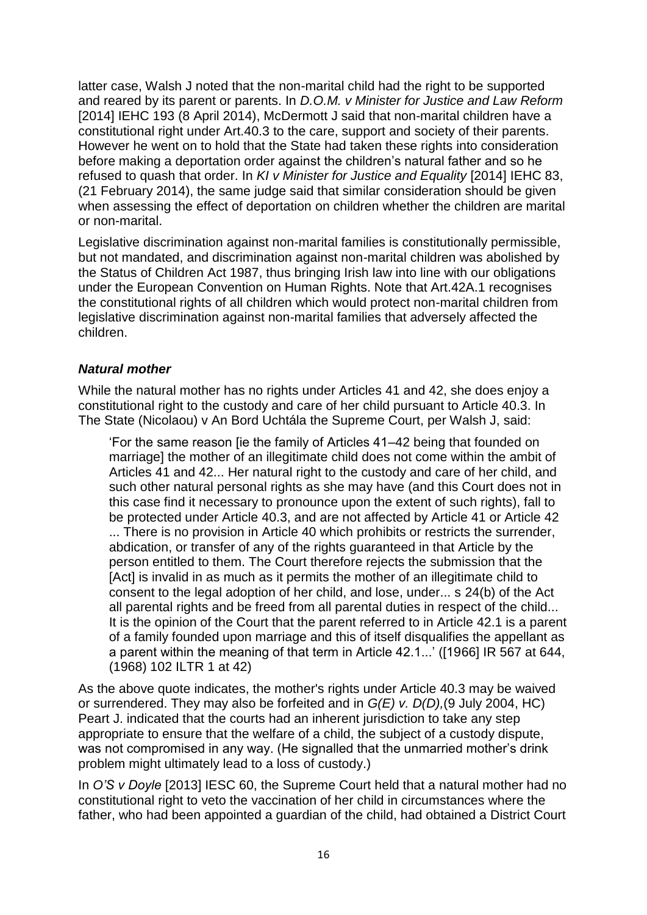latter case, Walsh J noted that the non-marital child had the right to be supported and reared by its parent or parents. In *D.O.M. v Minister for Justice and Law Reform* [2014] IEHC 193 (8 April 2014), McDermott J said that non-marital children have a constitutional right under Art.40.3 to the care, support and society of their parents. However he went on to hold that the State had taken these rights into consideration before making a deportation order against the children's natural father and so he refused to quash that order. In *KI v Minister for Justice and Equality* [2014] IEHC 83, (21 February 2014), the same judge said that similar consideration should be given when assessing the effect of deportation on children whether the children are marital or non-marital.

Legislative discrimination against non-marital families is constitutionally permissible, but not mandated, and discrimination against non-marital children was abolished by the Status of Children Act 1987, thus bringing Irish law into line with our obligations under the European Convention on Human Rights. Note that Art.42A.1 recognises the constitutional rights of all children which would protect non-marital children from legislative discrimination against non-marital families that adversely affected the children.

### *Natural mother*

While the natural mother has no rights under Articles 41 and 42, she does enjoy a constitutional right to the custody and care of her child pursuant to Article 40.3. In The State (Nicolaou) v An Bord Uchtála the Supreme Court, per Walsh J, said:

> 'For the same reason [ie the family of Articles 41–42 being that founded on marriage] the mother of an illegitimate child does not come within the ambit of Articles 41 and 42... Her natural right to the custody and care of her child, and such other natural personal rights as she may have (and this Court does not in this case find it necessary to pronounce upon the extent of such rights), fall to be protected under Article 40.3, and are not affected by Article 41 or Article 42 ... There is no provision in Article 40 which prohibits or restricts the surrender, abdication, or transfer of any of the rights guaranteed in that Article by the person entitled to them. The Court therefore rejects the submission that the [Act] is invalid in as much as it permits the mother of an illegitimate child to consent to the legal adoption of her child, and lose, under... s 24(b) of the Act all parental rights and be freed from all parental duties in respect of the child... It is the opinion of the Court that the parent referred to in Article 42.1 is a parent of a family founded upon marriage and this of itself disqualifies the appellant as a parent within the meaning of that term in Article 42.1...' ([1966] IR 567 at 644, (1968) 102 ILTR 1 at 42)

As the above quote indicates, the mother's rights under Article 40.3 may be waived or surrendered. They may also be forfeited and in *G(E) v. D(D),*(9 July 2004, HC) Peart J. indicated that the courts had an inherent jurisdiction to take any step appropriate to ensure that the welfare of a child, the subject of a custody dispute, was not compromised in any way. (He signalled that the unmarried mother's drink problem might ultimately lead to a loss of custody.)

In *O'S v Doyle* [2013] IESC 60, the Supreme Court held that a natural mother had no constitutional right to veto the vaccination of her child in circumstances where the father, who had been appointed a guardian of the child, had obtained a District Court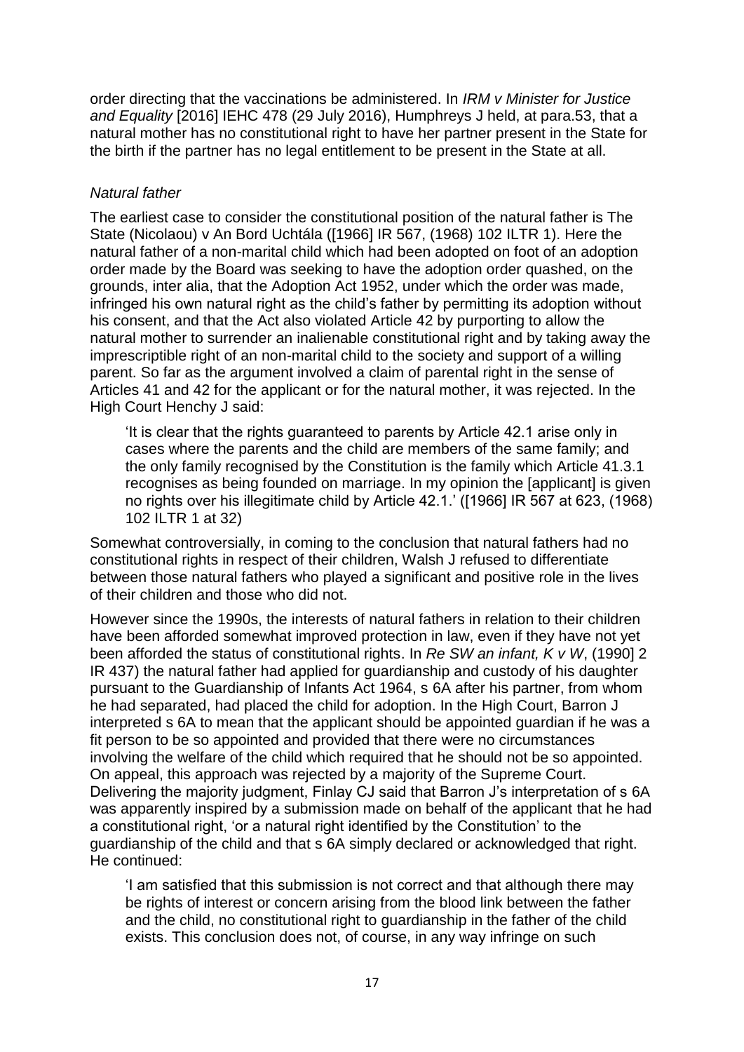order directing that the vaccinations be administered. In *IRM v Minister for Justice and Equality* [2016] IEHC 478 (29 July 2016), Humphreys J held, at para.53, that a natural mother has no constitutional right to have her partner present in the State for the birth if the partner has no legal entitlement to be present in the State at all.

### *Natural father*

The earliest case to consider the constitutional position of the natural father is The State (Nicolaou) v An Bord Uchtála ([1966] IR 567, (1968) 102 ILTR 1). Here the natural father of a non-marital child which had been adopted on foot of an adoption order made by the Board was seeking to have the adoption order quashed, on the grounds, inter alia, that the Adoption Act 1952, under which the order was made, infringed his own natural right as the child's father by permitting its adoption without his consent, and that the Act also violated Article 42 by purporting to allow the natural mother to surrender an inalienable constitutional right and by taking away the imprescriptible right of an non-marital child to the society and support of a willing parent. So far as the argument involved a claim of parental right in the sense of Articles 41 and 42 for the applicant or for the natural mother, it was rejected. In the High Court Henchy J said:

> 'It is clear that the rights guaranteed to parents by Article 42.1 arise only in cases where the parents and the child are members of the same family; and the only family recognised by the Constitution is the family which Article 41.3.1 recognises as being founded on marriage. In my opinion the [applicant] is given no rights over his illegitimate child by Article 42.1.' ([1966] IR 567 at 623, (1968) 102 ILTR 1 at 32)

Somewhat controversially, in coming to the conclusion that natural fathers had no constitutional rights in respect of their children, Walsh J refused to differentiate between those natural fathers who played a significant and positive role in the lives of their children and those who did not.

However since the 1990s, the interests of natural fathers in relation to their children have been afforded somewhat improved protection in law, even if they have not yet been afforded the status of constitutional rights. In *Re SW an infant, K v W*, (1990] 2 IR 437) the natural father had applied for guardianship and custody of his daughter pursuant to the Guardianship of Infants Act 1964, s 6A after his partner, from whom he had separated, had placed the child for adoption. In the High Court, Barron J interpreted s 6A to mean that the applicant should be appointed guardian if he was a fit person to be so appointed and provided that there were no circumstances involving the welfare of the child which required that he should not be so appointed. On appeal, this approach was rejected by a majority of the Supreme Court. Delivering the majority judgment, Finlay CJ said that Barron J's interpretation of s 6A was apparently inspired by a submission made on behalf of the applicant that he had a constitutional right, 'or a natural right identified by the Constitution' to the guardianship of the child and that s 6A simply declared or acknowledged that right. He continued:

> 'I am satisfied that this submission is not correct and that although there may be rights of interest or concern arising from the blood link between the father and the child, no constitutional right to guardianship in the father of the child exists. This conclusion does not, of course, in any way infringe on such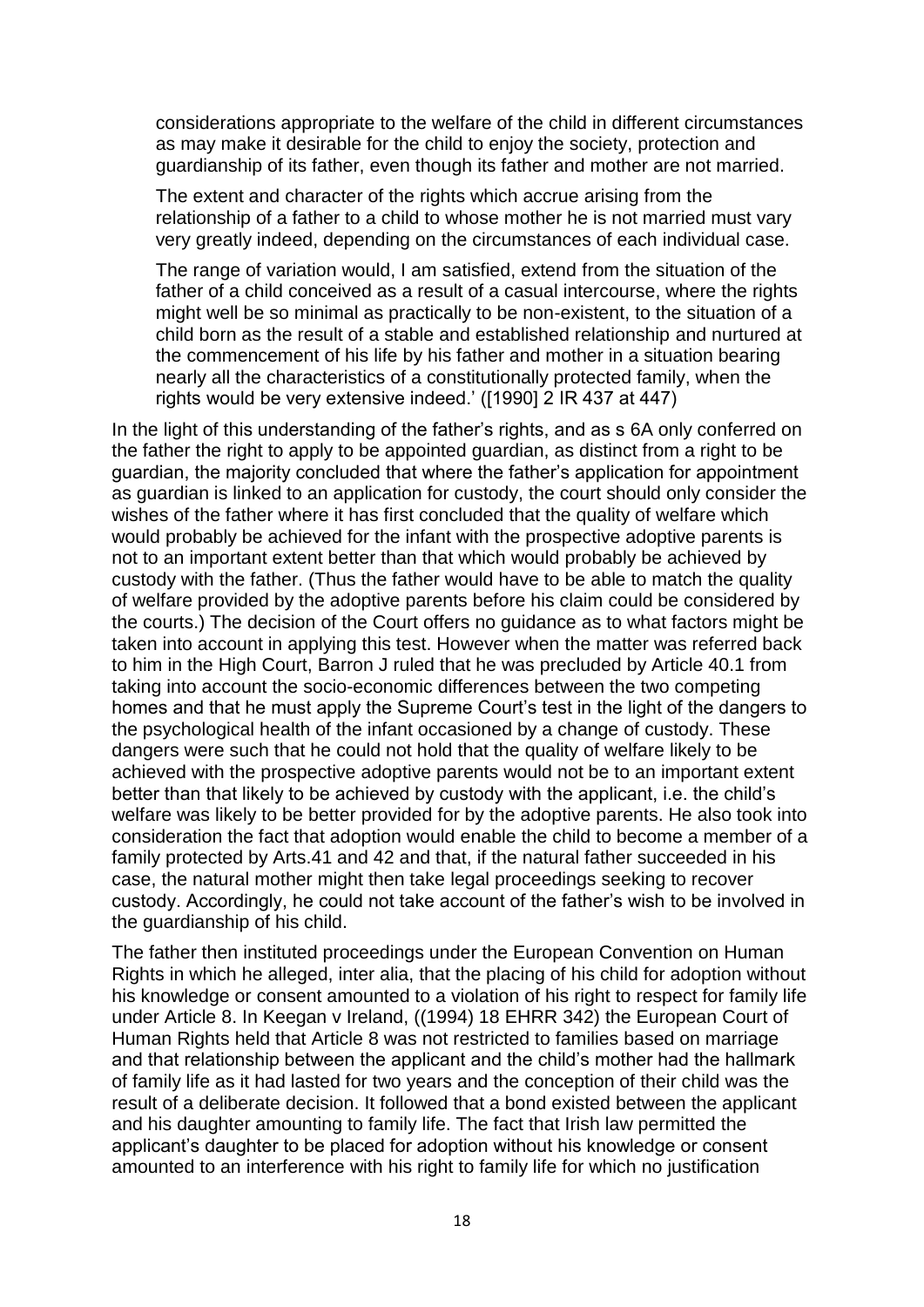> considerations appropriate to the welfare of the child in different circumstances as may make it desirable for the child to enjoy the society, protection and guardianship of its father, even though its father and mother are not married.
>
> The extent and character of the rights which accrue arising from the relationship of a father to a child to whose mother he is not married must vary very greatly indeed, depending on the circumstances of each individual case.
>
> The range of variation would, I am satisfied, extend from the situation of the father of a child conceived as a result of a casual intercourse, where the rights might well be so minimal as practically to be non-existent, to the situation of a child born as the result of a stable and established relationship and nurtured at the commencement of his life by his father and mother in a situation bearing nearly all the characteristics of a constitutionally protected family, when the rights would be very extensive indeed.' ([1990] 2 IR 437 at 447)

In the light of this understanding of the father's rights, and as s 6A only conferred on the father the right to apply to be appointed guardian, as distinct from a right to be guardian, the majority concluded that where the father's application for appointment as guardian is linked to an application for custody, the court should only consider the wishes of the father where it has first concluded that the quality of welfare which would probably be achieved for the infant with the prospective adoptive parents is not to an important extent better than that which would probably be achieved by custody with the father. (Thus the father would have to be able to match the quality of welfare provided by the adoptive parents before his claim could be considered by the courts.) The decision of the Court offers no guidance as to what factors might be taken into account in applying this test. However when the matter was referred back to him in the High Court, Barron J ruled that he was precluded by Article 40.1 from taking into account the socio-economic differences between the two competing homes and that he must apply the Supreme Court's test in the light of the dangers to the psychological health of the infant occasioned by a change of custody. These dangers were such that he could not hold that the quality of welfare likely to be achieved with the prospective adoptive parents would not be to an important extent better than that likely to be achieved by custody with the applicant, i.e. the child's welfare was likely to be better provided for by the adoptive parents. He also took into consideration the fact that adoption would enable the child to become a member of a family protected by Arts.41 and 42 and that, if the natural father succeeded in his case, the natural mother might then take legal proceedings seeking to recover custody. Accordingly, he could not take account of the father's wish to be involved in the guardianship of his child.

The father then instituted proceedings under the European Convention on Human Rights in which he alleged, inter alia, that the placing of his child for adoption without his knowledge or consent amounted to a violation of his right to respect for family life under Article 8. In Keegan v Ireland, ((1994) 18 EHRR 342) the European Court of Human Rights held that Article 8 was not restricted to families based on marriage and that relationship between the applicant and the child's mother had the hallmark of family life as it had lasted for two years and the conception of their child was the result of a deliberate decision. It followed that a bond existed between the applicant and his daughter amounting to family life. The fact that Irish law permitted the applicant's daughter to be placed for adoption without his knowledge or consent amounted to an interference with his right to family life for which no justification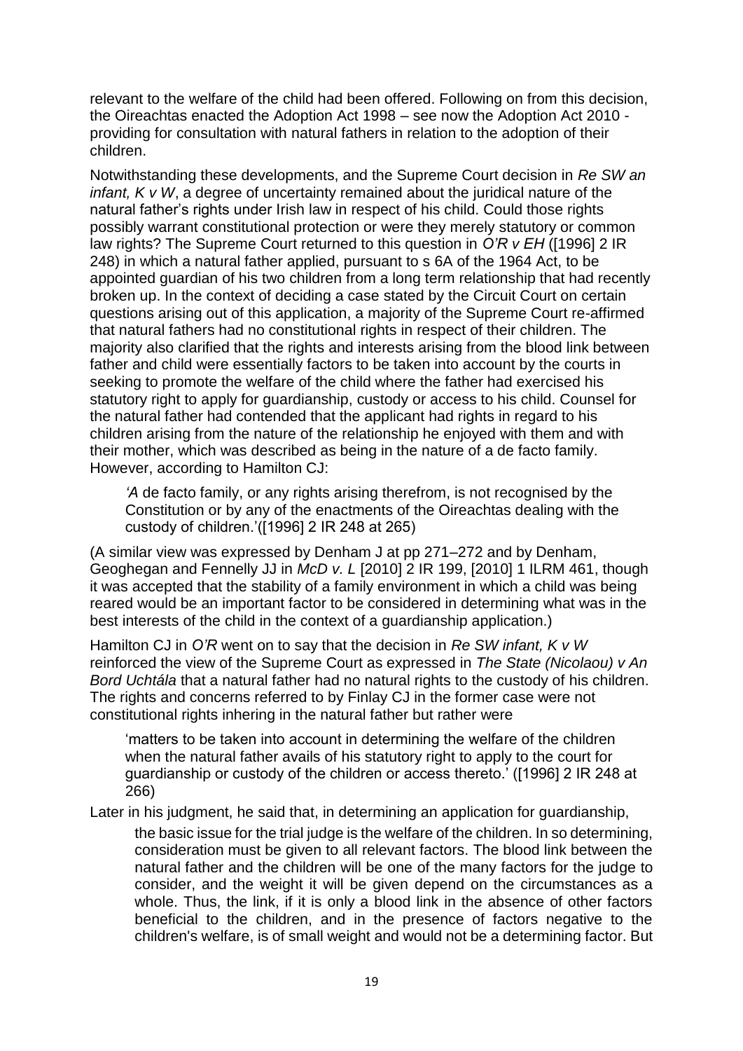relevant to the welfare of the child had been offered. Following on from this decision, the Oireachtas enacted the Adoption Act 1998 – see now the Adoption Act 2010 - providing for consultation with natural fathers in relation to the adoption of their children.

Notwithstanding these developments, and the Supreme Court decision in *Re SW an infant, K v W*, a degree of uncertainty remained about the juridical nature of the natural father's rights under Irish law in respect of his child. Could those rights possibly warrant constitutional protection or were they merely statutory or common law rights? The Supreme Court returned to this question in *O'R v EH* ([1996] 2 IR 248) in which a natural father applied, pursuant to s 6A of the 1964 Act, to be appointed guardian of his two children from a long term relationship that had recently broken up. In the context of deciding a case stated by the Circuit Court on certain questions arising out of this application, a majority of the Supreme Court re-affirmed that natural fathers had no constitutional rights in respect of their children. The majority also clarified that the rights and interests arising from the blood link between father and child were essentially factors to be taken into account by the courts in seeking to promote the welfare of the child where the father had exercised his statutory right to apply for guardianship, custody or access to his child. Counsel for the natural father had contended that the applicant had rights in regard to his children arising from the nature of the relationship he enjoyed with them and with their mother, which was described as being in the nature of a de facto family. However, according to Hamilton CJ:

> *'A* de facto family, or any rights arising therefrom, is not recognised by the Constitution or by any of the enactments of the Oireachtas dealing with the custody of children.'([1996] 2 IR 248 at 265)

(A similar view was expressed by Denham J at pp 271–272 and by Denham, Geoghegan and Fennelly JJ in *McD v. L* [2010] 2 IR 199, [2010] 1 ILRM 461, though it was accepted that the stability of a family environment in which a child was being reared would be an important factor to be considered in determining what was in the best interests of the child in the context of a guardianship application.)

Hamilton CJ in *O'R* went on to say that the decision in *Re SW infant, K v W* reinforced the view of the Supreme Court as expressed in *The State (Nicolaou) v An Bord Uchtála* that a natural father had no natural rights to the custody of his children. The rights and concerns referred to by Finlay CJ in the former case were not constitutional rights inhering in the natural father but rather were

> 'matters to be taken into account in determining the welfare of the children when the natural father avails of his statutory right to apply to the court for guardianship or custody of the children or access thereto.' ([1996] 2 IR 248 at 266)

Later in his judgment, he said that, in determining an application for guardianship,

> the basic issue for the trial judge is the welfare of the children. In so determining, consideration must be given to all relevant factors. The blood link between the natural father and the children will be one of the many factors for the judge to consider, and the weight it will be given depend on the circumstances as a whole. Thus, the link, if it is only a blood link in the absence of other factors beneficial to the children, and in the presence of factors negative to the children's welfare, is of small weight and would not be a determining factor. But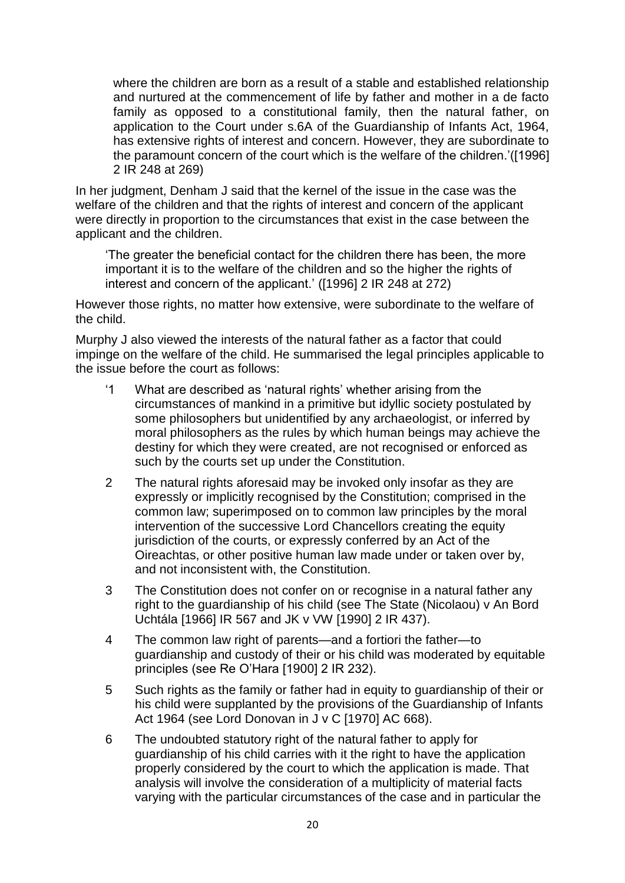> where the children are born as a result of a stable and established relationship and nurtured at the commencement of life by father and mother in a de facto family as opposed to a constitutional family, then the natural father, on application to the Court under s.6A of the Guardianship of Infants Act, 1964, has extensive rights of interest and concern. However, they are subordinate to the paramount concern of the court which is the welfare of the children.'([1996] 2 IR 248 at 269)

In her judgment, Denham J said that the kernel of the issue in the case was the welfare of the children and that the rights of interest and concern of the applicant were directly in proportion to the circumstances that exist in the case between the applicant and the children.

> 'The greater the beneficial contact for the children there has been, the more important it is to the welfare of the children and so the higher the rights of interest and concern of the applicant.' ([1996] 2 IR 248 at 272)

However those rights, no matter how extensive, were subordinate to the welfare of the child.

Murphy J also viewed the interests of the natural father as a factor that could impinge on the welfare of the child. He summarised the legal principles applicable to the issue before the court as follows:

> '1 What are described as 'natural rights' whether arising from the circumstances of mankind in a primitive but idyllic society postulated by some philosophers but unidentified by any archaeologist, or inferred by moral philosophers as the rules by which human beings may achieve the destiny for which they were created, are not recognised or enforced as such by the courts set up under the Constitution.
>
> 2 The natural rights aforesaid may be invoked only insofar as they are expressly or implicitly recognised by the Constitution; comprised in the common law; superimposed on to common law principles by the moral intervention of the successive Lord Chancellors creating the equity jurisdiction of the courts, or expressly conferred by an Act of the Oireachtas, or other positive human law made under or taken over by, and not inconsistent with, the Constitution.
>
> 3 The Constitution does not confer on or recognise in a natural father any right to the guardianship of his child (see The State (Nicolaou) v An Bord Uchtála [1966] IR 567 and JK v VW [1990] 2 IR 437).
>
> 4 The common law right of parents—and a fortiori the father—to guardianship and custody of their or his child was moderated by equitable principles (see Re O'Hara [1900] 2 IR 232).
>
> 5 Such rights as the family or father had in equity to guardianship of their or his child were supplanted by the provisions of the Guardianship of Infants Act 1964 (see Lord Donovan in J v C [1970] AC 668).
>
> 6 The undoubted statutory right of the natural father to apply for guardianship of his child carries with it the right to have the application properly considered by the court to which the application is made. That analysis will involve the consideration of a multiplicity of material facts varying with the particular circumstances of the case and in particular the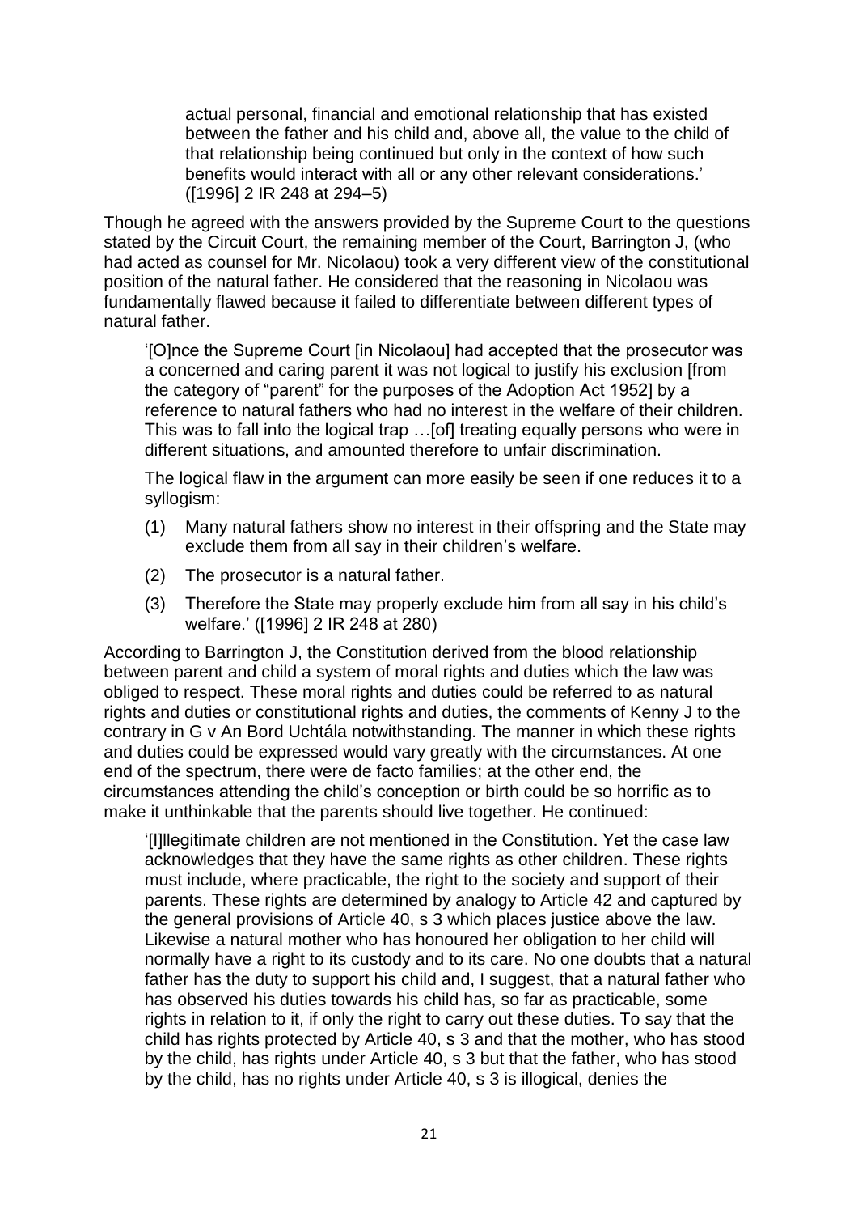> actual personal, financial and emotional relationship that has existed between the father and his child and, above all, the value to the child of that relationship being continued but only in the context of how such benefits would interact with all or any other relevant considerations.' ([1996] 2 IR 248 at 294–5)

Though he agreed with the answers provided by the Supreme Court to the questions stated by the Circuit Court, the remaining member of the Court, Barrington J, (who had acted as counsel for Mr. Nicolaou) took a very different view of the constitutional position of the natural father. He considered that the reasoning in Nicolaou was fundamentally flawed because it failed to differentiate between different types of natural father.

> '[O]nce the Supreme Court [in Nicolaou] had accepted that the prosecutor was a concerned and caring parent it was not logical to justify his exclusion [from the category of "parent" for the purposes of the Adoption Act 1952] by a reference to natural fathers who had no interest in the welfare of their children. This was to fall into the logical trap …[of] treating equally persons who were in different situations, and amounted therefore to unfair discrimination.
>
> The logical flaw in the argument can more easily be seen if one reduces it to a syllogism:
>
> (1) Many natural fathers show no interest in their offspring and the State may exclude them from all say in their children's welfare.
>
> (2) The prosecutor is a natural father.
>
> (3) Therefore the State may properly exclude him from all say in his child's welfare.' ([1996] 2 IR 248 at 280)

According to Barrington J, the Constitution derived from the blood relationship between parent and child a system of moral rights and duties which the law was obliged to respect. These moral rights and duties could be referred to as natural rights and duties or constitutional rights and duties, the comments of Kenny J to the contrary in G v An Bord Uchtála notwithstanding. The manner in which these rights and duties could be expressed would vary greatly with the circumstances. At one end of the spectrum, there were de facto families; at the other end, the circumstances attending the child's conception or birth could be so horrific as to make it unthinkable that the parents should live together. He continued:

> '[I]llegitimate children are not mentioned in the Constitution. Yet the case law acknowledges that they have the same rights as other children. These rights must include, where practicable, the right to the society and support of their parents. These rights are determined by analogy to Article 42 and captured by the general provisions of Article 40, s 3 which places justice above the law. Likewise a natural mother who has honoured her obligation to her child will normally have a right to its custody and to its care. No one doubts that a natural father has the duty to support his child and, I suggest, that a natural father who has observed his duties towards his child has, so far as practicable, some rights in relation to it, if only the right to carry out these duties. To say that the child has rights protected by Article 40, s 3 and that the mother, who has stood by the child, has rights under Article 40, s 3 but that the father, who has stood by the child, has no rights under Article 40, s 3 is illogical, denies the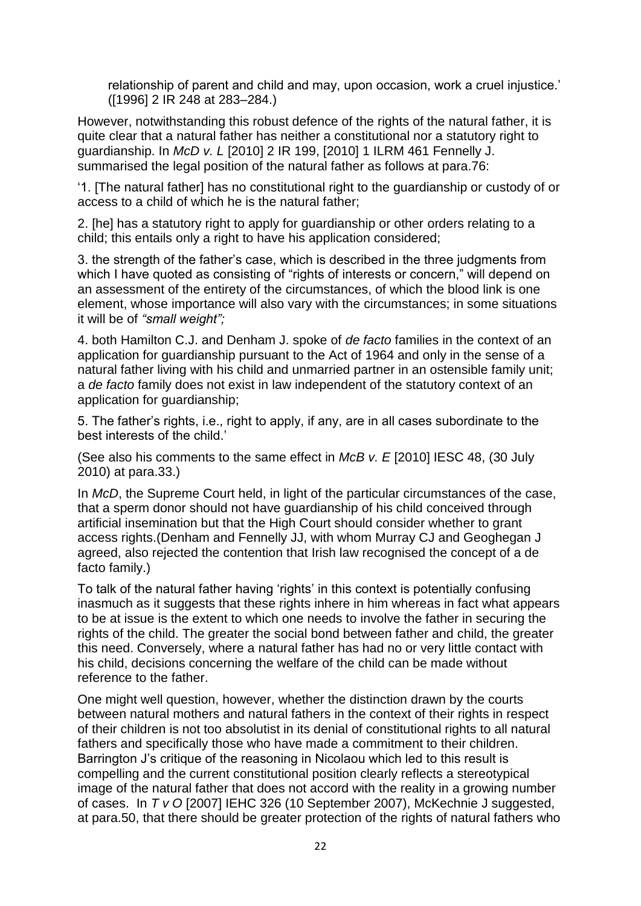relationship of parent and child and may, upon occasion, work a cruel injustice.' ([1996] 2 IR 248 at 283–284.)

However, notwithstanding this robust defence of the rights of the natural father, it is quite clear that a natural father has neither a constitutional nor a statutory right to guardianship. In *McD v. L* [2010] 2 IR 199, [2010] 1 ILRM 461 Fennelly J. summarised the legal position of the natural father as follows at para.76:

'1. [The natural father] has no constitutional right to the guardianship or custody of or access to a child of which he is the natural father;

2. [he] has a statutory right to apply for guardianship or other orders relating to a child; this entails only a right to have his application considered;

3. the strength of the father's case, which is described in the three judgments from which I have quoted as consisting of "rights of interests or concern," will depend on an assessment of the entirety of the circumstances, of which the blood link is one element, whose importance will also vary with the circumstances; in some situations it will be of *"small weight";*

4. both Hamilton C.J. and Denham J. spoke of *de facto* families in the context of an application for guardianship pursuant to the Act of 1964 and only in the sense of a natural father living with his child and unmarried partner in an ostensible family unit; a *de facto* family does not exist in law independent of the statutory context of an application for guardianship;

5. The father's rights, i.e., right to apply, if any, are in all cases subordinate to the best interests of the child.'

(See also his comments to the same effect in *McB v. E* [2010] IESC 48, (30 July 2010) at para.33.)

In *McD*, the Supreme Court held, in light of the particular circumstances of the case, that a sperm donor should not have guardianship of his child conceived through artificial insemination but that the High Court should consider whether to grant access rights.(Denham and Fennelly JJ, with whom Murray CJ and Geoghegan J agreed, also rejected the contention that Irish law recognised the concept of a de facto family.)

To talk of the natural father having 'rights' in this context is potentially confusing inasmuch as it suggests that these rights inhere in him whereas in fact what appears to be at issue is the extent to which one needs to involve the father in securing the rights of the child. The greater the social bond between father and child, the greater this need. Conversely, where a natural father has had no or very little contact with his child, decisions concerning the welfare of the child can be made without reference to the father.

One might well question, however, whether the distinction drawn by the courts between natural mothers and natural fathers in the context of their rights in respect of their children is not too absolutist in its denial of constitutional rights to all natural fathers and specifically those who have made a commitment to their children. Barrington J's critique of the reasoning in Nicolaou which led to this result is compelling and the current constitutional position clearly reflects a stereotypical image of the natural father that does not accord with the reality in a growing number of cases. In *T v O* [2007] IEHC 326 (10 September 2007), McKechnie J suggested, at para.50, that there should be greater protection of the rights of natural fathers who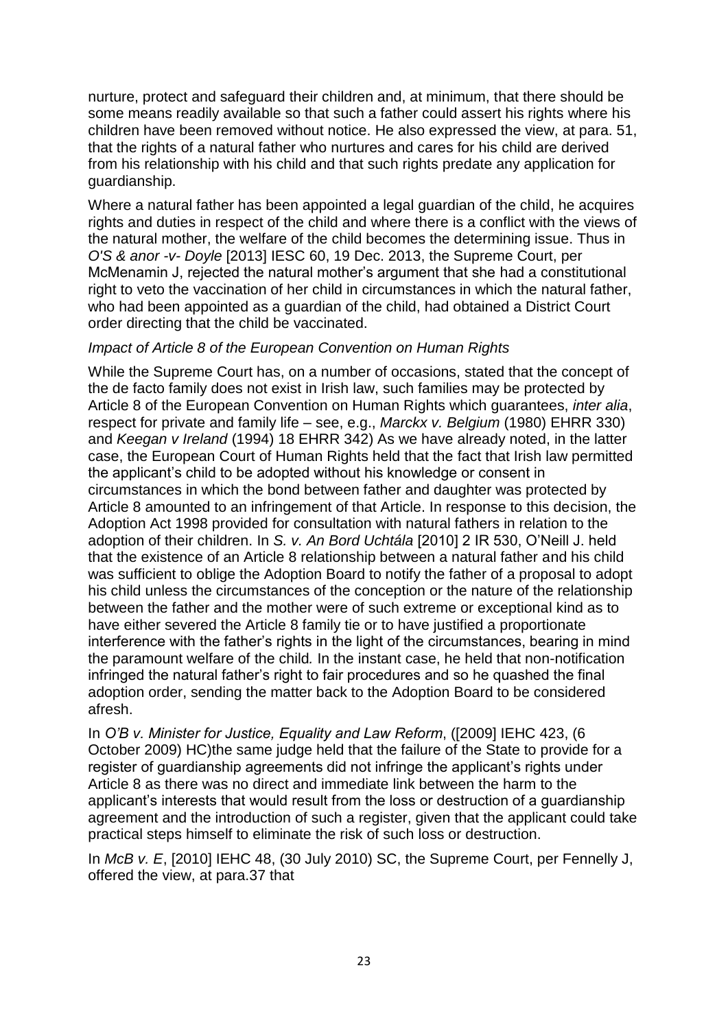nurture, protect and safeguard their children and, at minimum, that there should be some means readily available so that such a father could assert his rights where his children have been removed without notice. He also expressed the view, at para. 51, that the rights of a natural father who nurtures and cares for his child are derived from his relationship with his child and that such rights predate any application for guardianship.

Where a natural father has been appointed a legal guardian of the child, he acquires rights and duties in respect of the child and where there is a conflict with the views of the natural mother, the welfare of the child becomes the determining issue. Thus in *O'S & anor -v- Doyle* [2013] IESC 60, 19 Dec. 2013, the Supreme Court, per McMenamin J, rejected the natural mother's argument that she had a constitutional right to veto the vaccination of her child in circumstances in which the natural father, who had been appointed as a guardian of the child, had obtained a District Court order directing that the child be vaccinated.

*Impact of Article 8 of the European Convention on Human Rights*

While the Supreme Court has, on a number of occasions, stated that the concept of the de facto family does not exist in Irish law, such families may be protected by Article 8 of the European Convention on Human Rights which guarantees, *inter alia*, respect for private and family life – see, e.g., *Marckx v. Belgium* (1980) EHRR 330) and *Keegan v Ireland* (1994) 18 EHRR 342) As we have already noted, in the latter case, the European Court of Human Rights held that the fact that Irish law permitted the applicant's child to be adopted without his knowledge or consent in circumstances in which the bond between father and daughter was protected by Article 8 amounted to an infringement of that Article. In response to this decision, the Adoption Act 1998 provided for consultation with natural fathers in relation to the adoption of their children. In *S. v. An Bord Uchtála* [2010] 2 IR 530, O'Neill J. held that the existence of an Article 8 relationship between a natural father and his child was sufficient to oblige the Adoption Board to notify the father of a proposal to adopt his child unless the circumstances of the conception or the nature of the relationship between the father and the mother were of such extreme or exceptional kind as to have either severed the Article 8 family tie or to have justified a proportionate interference with the father's rights in the light of the circumstances, bearing in mind the paramount welfare of the child. In the instant case, he held that non-notification infringed the natural father's right to fair procedures and so he quashed the final adoption order, sending the matter back to the Adoption Board to be considered afresh.

In *O'B v. Minister for Justice, Equality and Law Reform*, ([2009] IEHC 423, (6 October 2009) HC)the same judge held that the failure of the State to provide for a register of guardianship agreements did not infringe the applicant's rights under Article 8 as there was no direct and immediate link between the harm to the applicant's interests that would result from the loss or destruction of a guardianship agreement and the introduction of such a register, given that the applicant could take practical steps himself to eliminate the risk of such loss or destruction.

In *McB v. E*, [2010] IEHC 48, (30 July 2010) SC, the Supreme Court, per Fennelly J, offered the view, at para.37 that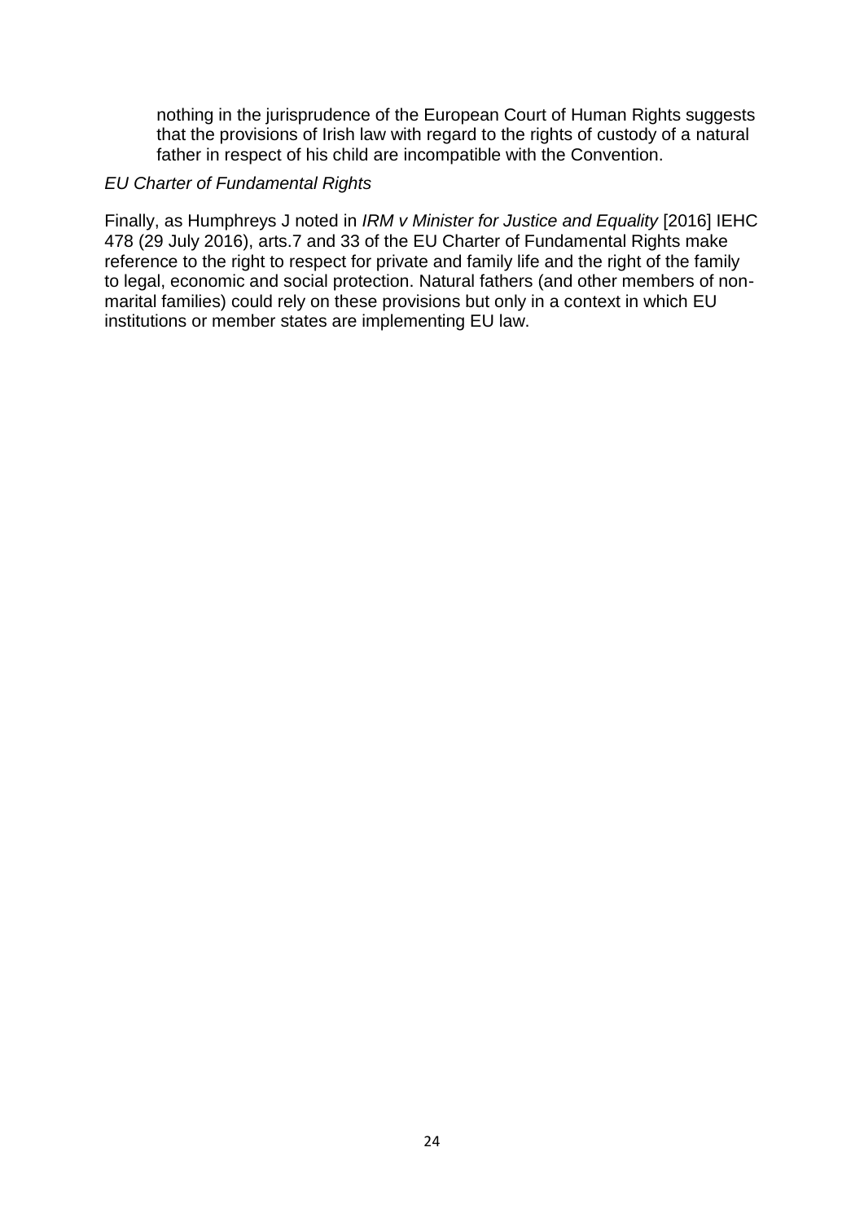> nothing in the jurisprudence of the European Court of Human Rights suggests that the provisions of Irish law with regard to the rights of custody of a natural father in respect of his child are incompatible with the Convention.

*EU Charter of Fundamental Rights*

Finally, as Humphreys J noted in *IRM v Minister for Justice and Equality* [2016] IEHC 478 (29 July 2016), arts.7 and 33 of the EU Charter of Fundamental Rights make reference to the right to respect for private and family life and the right of the family to legal, economic and social protection. Natural fathers (and other members of non-marital families) could rely on these provisions but only in a context in which EU institutions or member states are implementing EU law.